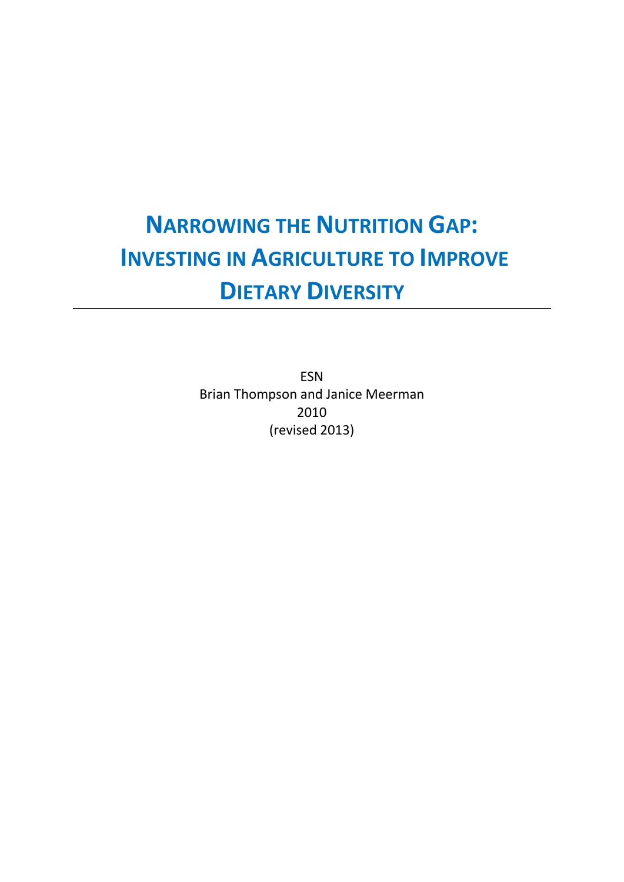# NARROWING THE NUTRITION GAP: INVESTING IN AGRICULTURE TO IMPROVE DIETARY DIVERSITY

ESN

Brian Thompson and Janice Meerman

2010

(revised 2013)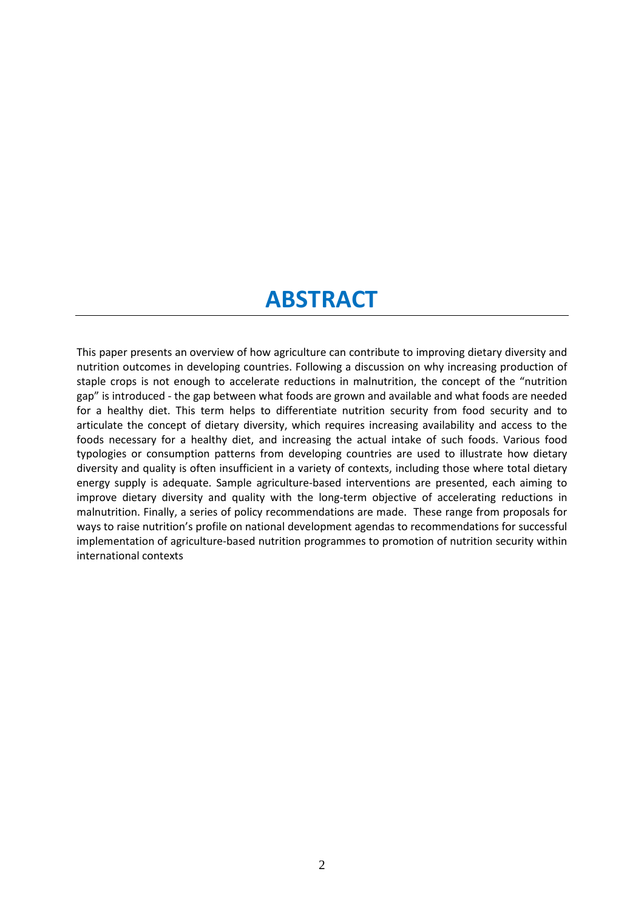# ABSTRACT

This paper presents an overview of how agriculture can contribute to improving dietary diversity and nutrition outcomes in developing countries. Following a discussion on why increasing production of staple crops is not enough to accelerate reductions in malnutrition, the concept of the "nutrition gap" is introduced - the gap between what foods are grown and available and what foods are needed for a healthy diet. This term helps to differentiate nutrition security from food security and to articulate the concept of dietary diversity, which requires increasing availability and access to the foods necessary for a healthy diet, and increasing the actual intake of such foods. Various food typologies or consumption patterns from developing countries are used to illustrate how dietary diversity and quality is often insufficient in a variety of contexts, including those where total dietary energy supply is adequate. Sample agriculture-based interventions are presented, each aiming to improve dietary diversity and quality with the long-term objective of accelerating reductions in malnutrition. Finally, a series of policy recommendations are made. These range from proposals for ways to raise nutrition's profile on national development agendas to recommendations for successful implementation of agriculture-based nutrition programmes to promotion of nutrition security within international contexts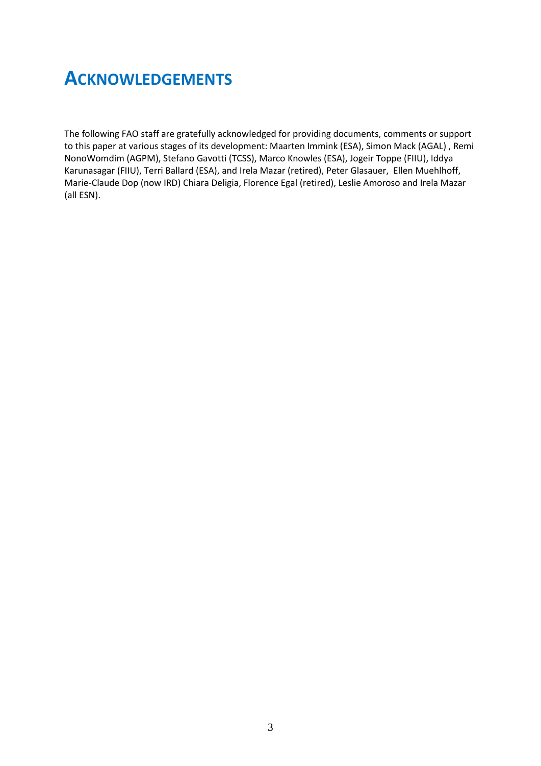# ACKNOWLEDGEMENTS

The following FAO staff are gratefully acknowledged for providing documents, comments or support to this paper at various stages of its development: Maarten Immink (ESA), Simon Mack (AGAL) , Remi NonoWomdim (AGPM), Stefano Gavotti (TCSS), Marco Knowles (ESA), Jogeir Toppe (FIIU), Iddya Karunasagar (FIIU), Terri Ballard (ESA), and Irela Mazar (retired), Peter Glasauer, Ellen Muehlhoff, Marie-Claude Dop (now IRD) Chiara Deligia, Florence Egal (retired), Leslie Amoroso and Irela Mazar (all ESN).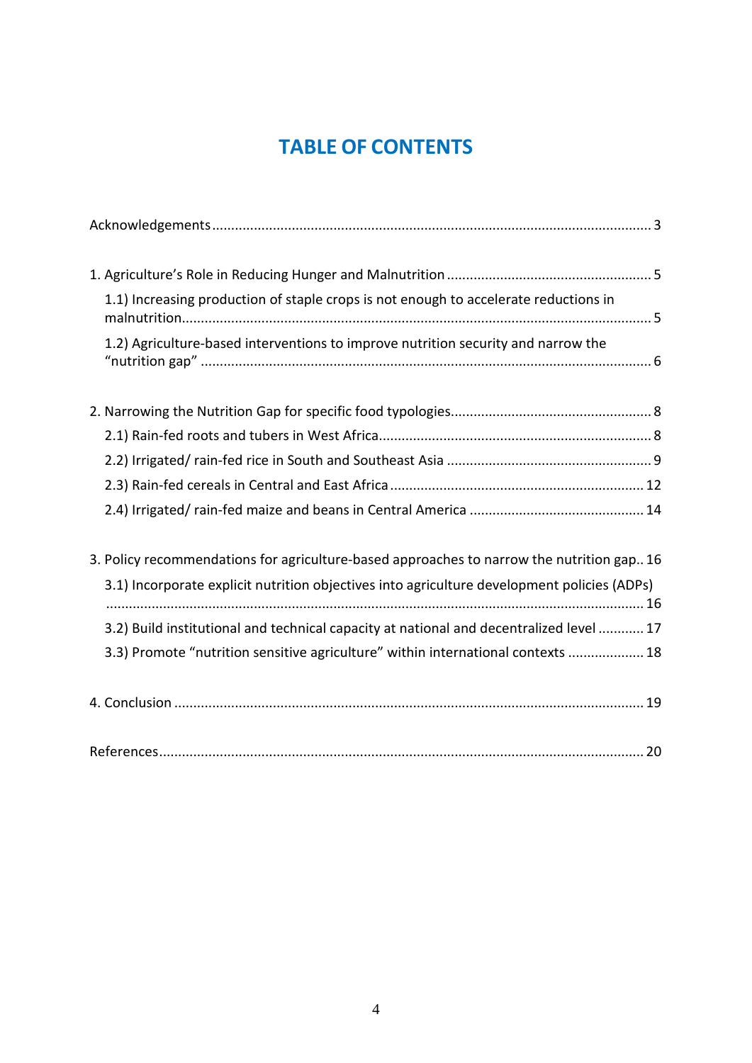# TABLE OF CONTENTS

Acknowledgements .......... 3

1. Agriculture's Role in Reducing Hunger and Malnutrition .......... 5
   - 1.1) Increasing production of staple crops is not enough to accelerate reductions in malnutrition .......... 5
   - 1.2) Agriculture-based interventions to improve nutrition security and narrow the "nutrition gap" .......... 6

2. Narrowing the Nutrition Gap for specific food typologies .......... 8
   - 2.1) Rain-fed roots and tubers in West Africa .......... 8
   - 2.2) Irrigated/ rain-fed rice in South and Southeast Asia .......... 9
   - 2.3) Rain-fed cereals in Central and East Africa .......... 12
   - 2.4) Irrigated/ rain-fed maize and beans in Central America .......... 14

3. Policy recommendations for agriculture-based approaches to narrow the nutrition gap .......... 16
   - 3.1) Incorporate explicit nutrition objectives into agriculture development policies (ADPs) .......... 16
   - 3.2) Build institutional and technical capacity at national and decentralized level .......... 17
   - 3.3) Promote "nutrition sensitive agriculture" within international contexts .......... 18

4. Conclusion .......... 19

References .......... 20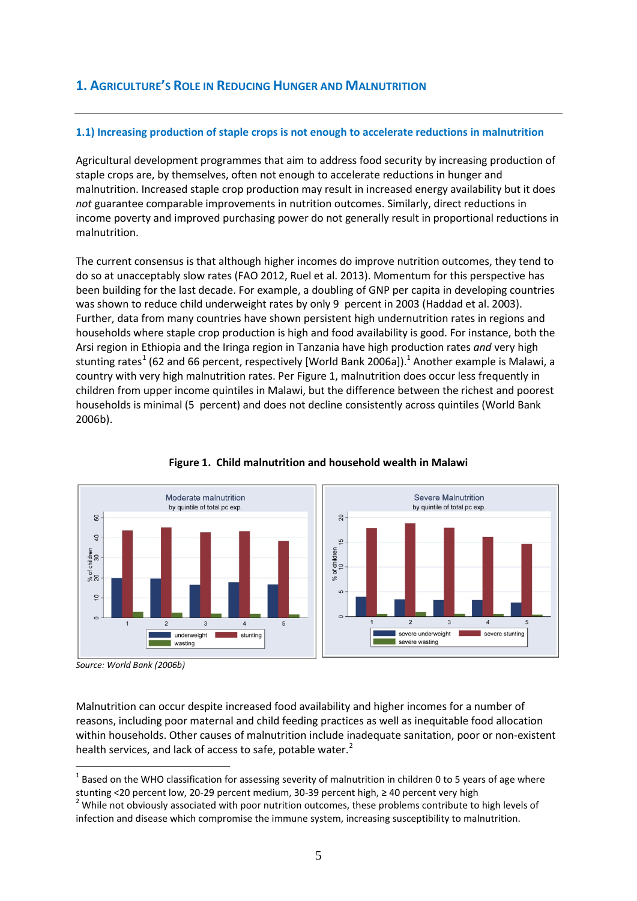## 1. Agriculture's Role in Reducing Hunger and Malnutrition

### 1.1) Increasing production of staple crops is not enough to accelerate reductions in malnutrition

Agricultural development programmes that aim to address food security by increasing production of staple crops are, by themselves, often not enough to accelerate reductions in hunger and malnutrition. Increased staple crop production may result in increased energy availability but it does *not* guarantee comparable improvements in nutrition outcomes. Similarly, direct reductions in income poverty and improved purchasing power do not generally result in proportional reductions in malnutrition.

The current consensus is that although higher incomes do improve nutrition outcomes, they tend to do so at unacceptably slow rates (FAO 2012, Ruel et al. 2013). Momentum for this perspective has been building for the last decade. For example, a doubling of GNP per capita in developing countries was shown to reduce child underweight rates by only 9 percent in 2003 (Haddad et al. 2003). Further, data from many countries have shown persistent high undernutrition rates in regions and households where staple crop production is high and food availability is good. For instance, both the Arsi region in Ethiopia and the Iringa region in Tanzania have high production rates *and* very high stunting rates[1] (62 and 66 percent, respectively [World Bank 2006a]).[1] Another example is Malawi, a country with very high malnutrition rates. Per Figure 1, malnutrition does occur less frequently in children from upper income quintiles in Malawi, but the difference between the richest and poorest households is minimal (5 percent) and does not decline consistently across quintiles (World Bank 2006b).

**Figure 1. Child malnutrition and household wealth in Malawi**

*Source: World Bank (2006b)*

Malnutrition can occur despite increased food availability and higher incomes for a number of reasons, including poor maternal and child feeding practices as well as inequitable food allocation within households. Other causes of malnutrition include inadequate sanitation, poor or non-existent health services, and lack of access to safe, potable water.[2]

---

[1] Based on the WHO classification for assessing severity of malnutrition in children 0 to 5 years of age where stunting <20 percent low, 20-29 percent medium, 30-39 percent high, ≥ 40 percent very high

[2] While not obviously associated with poor nutrition outcomes, these problems contribute to high levels of infection and disease which compromise the immune system, increasing susceptibility to malnutrition.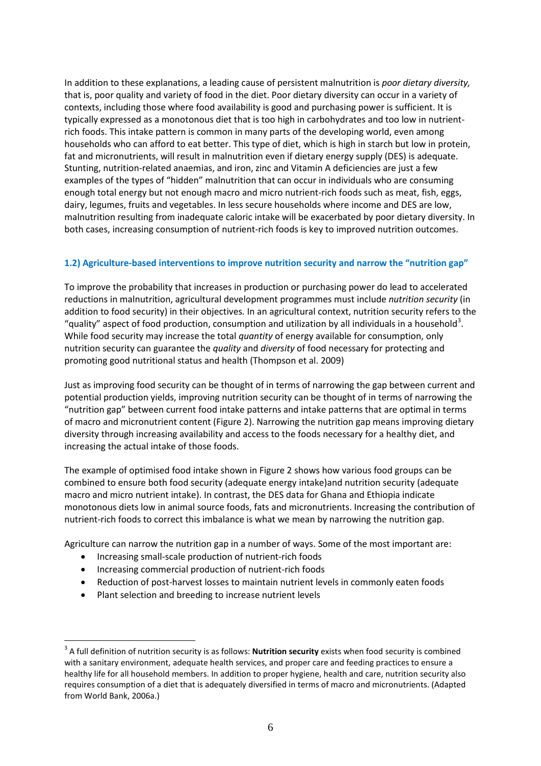In addition to these explanations, a leading cause of persistent malnutrition is *poor dietary diversity,* that is, poor quality and variety of food in the diet. Poor dietary diversity can occur in a variety of contexts, including those where food availability is good and purchasing power is sufficient. It is typically expressed as a monotonous diet that is too high in carbohydrates and too low in nutrient-rich foods. This intake pattern is common in many parts of the developing world, even among households who can afford to eat better. This type of diet, which is high in starch but low in protein, fat and micronutrients, will result in malnutrition even if dietary energy supply (DES) is adequate. Stunting, nutrition-related anaemias, and iron, zinc and Vitamin A deficiencies are just a few examples of the types of "hidden" malnutrition that can occur in individuals who are consuming enough total energy but not enough macro and micro nutrient-rich foods such as meat, fish, eggs, dairy, legumes, fruits and vegetables. In less secure households where income and DES are low, malnutrition resulting from inadequate caloric intake will be exacerbated by poor dietary diversity. In both cases, increasing consumption of nutrient-rich foods is key to improved nutrition outcomes.

### 1.2) Agriculture-based interventions to improve nutrition security and narrow the "nutrition gap"

To improve the probability that increases in production or purchasing power do lead to accelerated reductions in malnutrition, agricultural development programmes must include *nutrition security* (in addition to food security) in their objectives. In an agricultural context, nutrition security refers to the "quality" aspect of food production, consumption and utilization by all individuals in a household[3]. While food security may increase the total *quantity* of energy available for consumption, only nutrition security can guarantee the *quality* and *diversity* of food necessary for protecting and promoting good nutritional status and health (Thompson et al. 2009)

Just as improving food security can be thought of in terms of narrowing the gap between current and potential production yields, improving nutrition security can be thought of in terms of narrowing the "nutrition gap" between current food intake patterns and intake patterns that are optimal in terms of macro and micronutrient content (Figure 2). Narrowing the nutrition gap means improving dietary diversity through increasing availability and access to the foods necessary for a healthy diet, and increasing the actual intake of those foods.

The example of optimised food intake shown in Figure 2 shows how various food groups can be combined to ensure both food security (adequate energy intake)and nutrition security (adequate macro and micro nutrient intake). In contrast, the DES data for Ghana and Ethiopia indicate monotonous diets low in animal source foods, fats and micronutrients. Increasing the contribution of nutrient-rich foods to correct this imbalance is what we mean by narrowing the nutrition gap.

Agriculture can narrow the nutrition gap in a number of ways. Some of the most important are:

- Increasing small-scale production of nutrient-rich foods
- Increasing commercial production of nutrient-rich foods
- Reduction of post-harvest losses to maintain nutrient levels in commonly eaten foods
- Plant selection and breeding to increase nutrient levels

[3] A full definition of nutrition security is as follows: **Nutrition security** exists when food security is combined with a sanitary environment, adequate health services, and proper care and feeding practices to ensure a healthy life for all household members. In addition to proper hygiene, health and care, nutrition security also requires consumption of a diet that is adequately diversified in terms of macro and micronutrients. (Adapted from World Bank, 2006a.)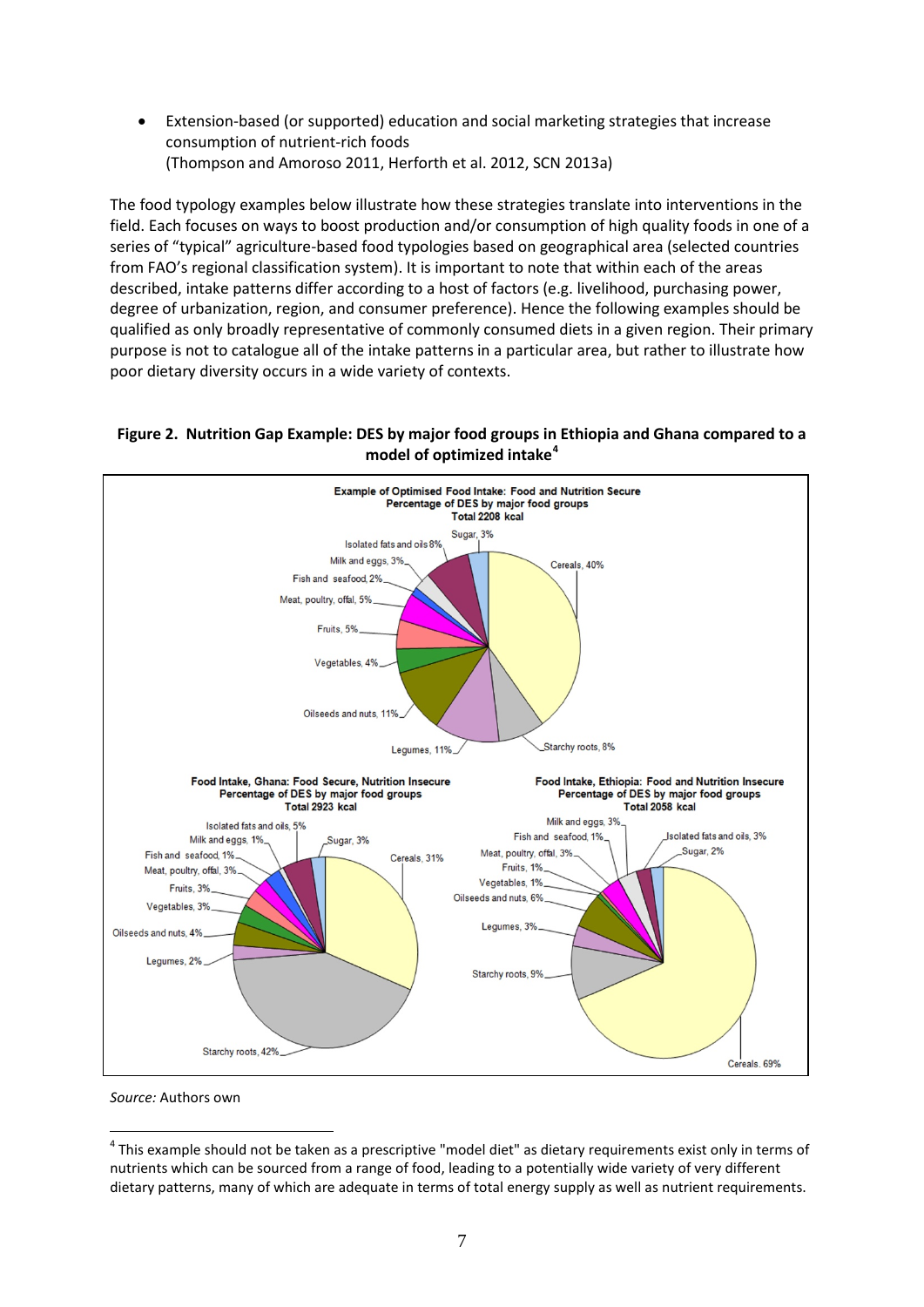- Extension-based (or supported) education and social marketing strategies that increase consumption of nutrient-rich foods
(Thompson and Amoroso 2011, Herforth et al. 2012, SCN 2013a)

The food typology examples below illustrate how these strategies translate into interventions in the field. Each focuses on ways to boost production and/or consumption of high quality foods in one of a series of "typical" agriculture-based food typologies based on geographical area (selected countries from FAO's regional classification system). It is important to note that within each of the areas described, intake patterns differ according to a host of factors (e.g. livelihood, purchasing power, degree of urbanization, region, and consumer preference). Hence the following examples should be qualified as only broadly representative of commonly consumed diets in a given region. Their primary purpose is not to catalogue all of the intake patterns in a particular area, but rather to illustrate how poor dietary diversity occurs in a wide variety of contexts.

**Figure 2. Nutrition Gap Example: DES by major food groups in Ethiopia and Ghana compared to a model of optimized intake[4]**

**Example of Optimised Food Intake: Food and Nutrition Secure**
**Percentage of DES by major food groups**
**Total 2208 kcal**

Cereals, 40%; Starchy roots, 8%; Legumes, 11%; Oilseeds and nuts, 11%; Vegetables, 4%; Fruits, 5%; Meat, poultry, offal, 5%; Fish and seafood, 2%; Milk and eggs, 3%; Isolated fats and oils 8%; Sugar, 3%

**Food Intake, Ghana: Food Secure, Nutrition Insecure**
**Percentage of DES by major food groups**
**Total 2923 kcal**

Cereals, 31%; Starchy roots, 42%; Legumes, 2%; Oilseeds and nuts, 4%; Vegetables, 3%; Fruits, 3%; Meat, poultry, offal, 3%; Fish and seafood, 1%; Milk and eggs, 1%; Isolated fats and oils, 5%; Sugar, 3%

**Food Intake, Ethiopia: Food and Nutrition Insecure**
**Percentage of DES by major food groups**
**Total 2058 kcal**

Cereals, 69%; Starchy roots, 9%; Legumes, 3%; Oilseeds and nuts, 6%; Vegetables, 1%; Fruits, 1%; Meat, poultry, offal, 3%; Fish and seafood, 1%; Milk and eggs, 3%; Isolated fats and oils, 3%; Sugar, 2%

*Source:* Authors own

[4] This example should not be taken as a prescriptive "model diet" as dietary requirements exist only in terms of nutrients which can be sourced from a range of food, leading to a potentially wide variety of very different dietary patterns, many of which are adequate in terms of total energy supply as well as nutrient requirements.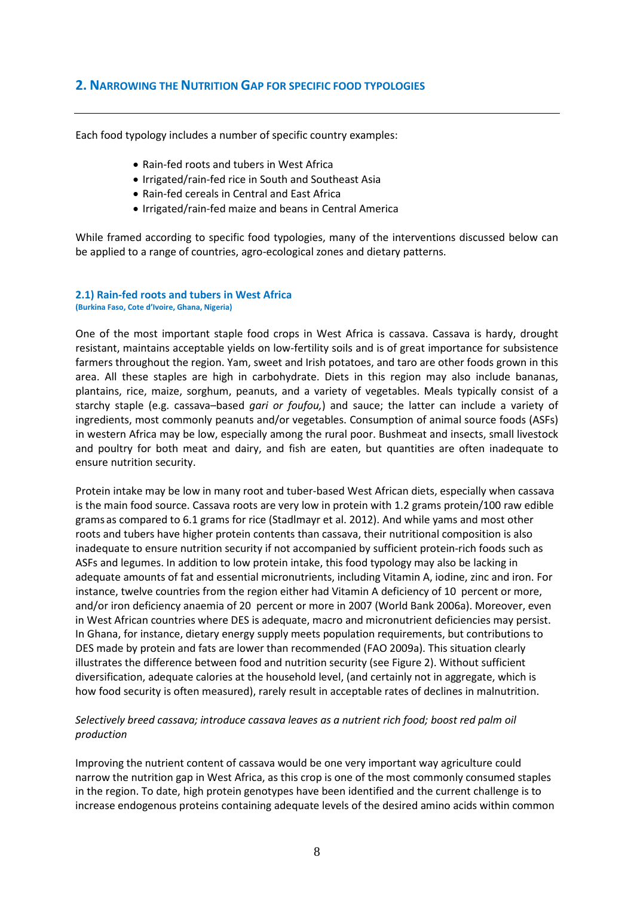## 2. Narrowing the Nutrition Gap for Specific Food Typologies

Each food typology includes a number of specific country examples:

- Rain-fed roots and tubers in West Africa
- Irrigated/rain-fed rice in South and Southeast Asia
- Rain-fed cereals in Central and East Africa
- Irrigated/rain-fed maize and beans in Central America

While framed according to specific food typologies, many of the interventions discussed below can be applied to a range of countries, agro-ecological zones and dietary patterns.

### 2.1) Rain-fed roots and tubers in West Africa

**(Burkina Faso, Cote d'Ivoire, Ghana, Nigeria)**

One of the most important staple food crops in West Africa is cassava. Cassava is hardy, drought resistant, maintains acceptable yields on low-fertility soils and is of great importance for subsistence farmers throughout the region. Yam, sweet and Irish potatoes, and taro are other foods grown in this area. All these staples are high in carbohydrate. Diets in this region may also include bananas, plantains, rice, maize, sorghum, peanuts, and a variety of vegetables. Meals typically consist of a starchy staple (e.g. cassava–based *gari or foufou,*) and sauce; the latter can include a variety of ingredients, most commonly peanuts and/or vegetables. Consumption of animal source foods (ASFs) in western Africa may be low, especially among the rural poor. Bushmeat and insects, small livestock and poultry for both meat and dairy, and fish are eaten, but quantities are often inadequate to ensure nutrition security.

Protein intake may be low in many root and tuber-based West African diets, especially when cassava is the main food source. Cassava roots are very low in protein with 1.2 grams protein/100 raw edible grams as compared to 6.1 grams for rice (Stadlmayr et al. 2012). And while yams and most other roots and tubers have higher protein contents than cassava, their nutritional composition is also inadequate to ensure nutrition security if not accompanied by sufficient protein-rich foods such as ASFs and legumes. In addition to low protein intake, this food typology may also be lacking in adequate amounts of fat and essential micronutrients, including Vitamin A, iodine, zinc and iron. For instance, twelve countries from the region either had Vitamin A deficiency of 10 percent or more, and/or iron deficiency anaemia of 20 percent or more in 2007 (World Bank 2006a). Moreover, even in West African countries where DES is adequate, macro and micronutrient deficiencies may persist. In Ghana, for instance, dietary energy supply meets population requirements, but contributions to DES made by protein and fats are lower than recommended (FAO 2009a). This situation clearly illustrates the difference between food and nutrition security (see Figure 2). Without sufficient diversification, adequate calories at the household level, (and certainly not in aggregate, which is how food security is often measured), rarely result in acceptable rates of declines in malnutrition.

*Selectively breed cassava; introduce cassava leaves as a nutrient rich food; boost red palm oil production*

Improving the nutrient content of cassava would be one very important way agriculture could narrow the nutrition gap in West Africa, as this crop is one of the most commonly consumed staples in the region. To date, high protein genotypes have been identified and the current challenge is to increase endogenous proteins containing adequate levels of the desired amino acids within common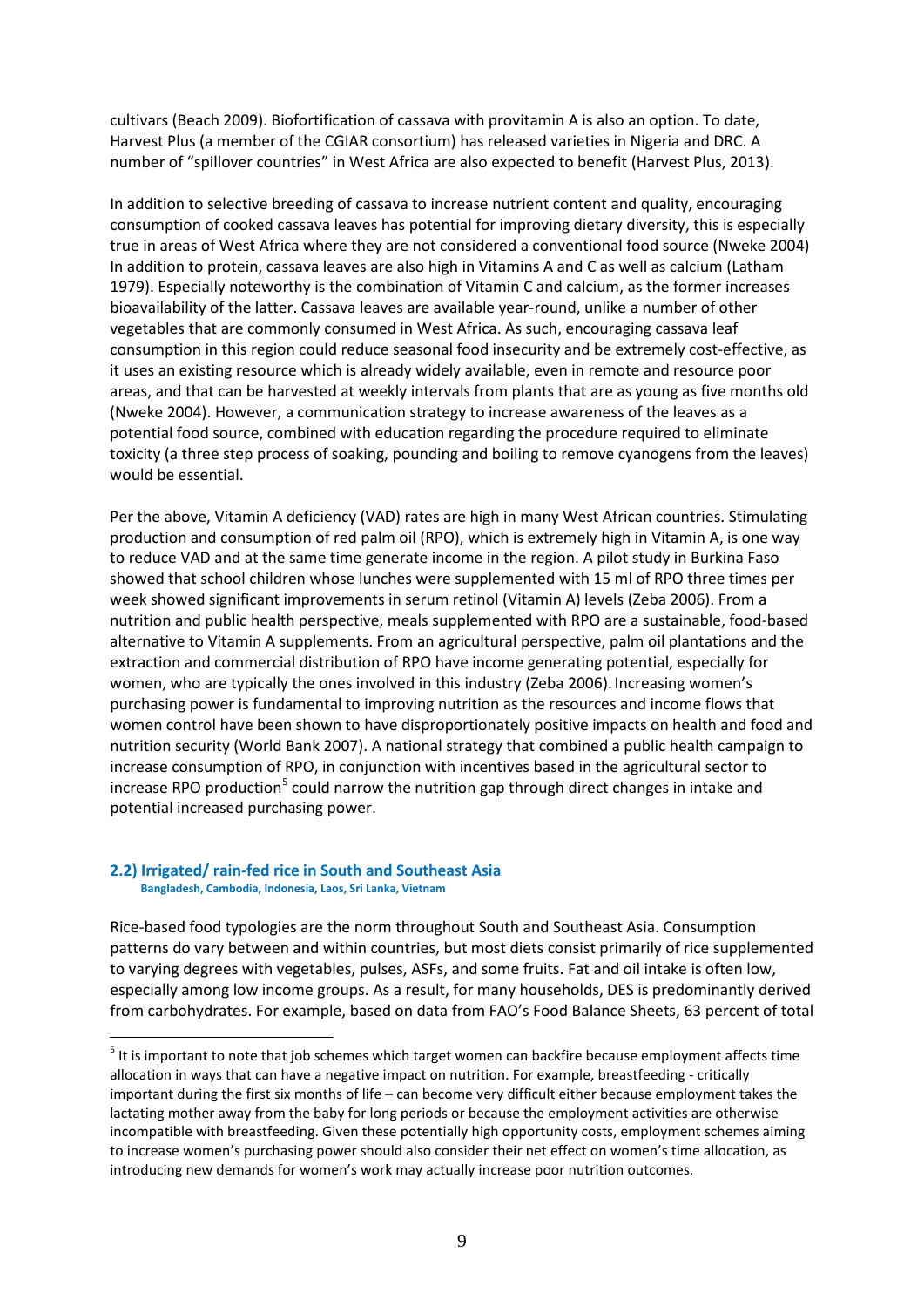cultivars (Beach 2009). Biofortification of cassava with provitamin A is also an option. To date, Harvest Plus (a member of the CGIAR consortium) has released varieties in Nigeria and DRC. A number of "spillover countries" in West Africa are also expected to benefit (Harvest Plus, 2013).

In addition to selective breeding of cassava to increase nutrient content and quality, encouraging consumption of cooked cassava leaves has potential for improving dietary diversity, this is especially true in areas of West Africa where they are not considered a conventional food source (Nweke 2004) In addition to protein, cassava leaves are also high in Vitamins A and C as well as calcium (Latham 1979). Especially noteworthy is the combination of Vitamin C and calcium, as the former increases bioavailability of the latter. Cassava leaves are available year-round, unlike a number of other vegetables that are commonly consumed in West Africa. As such, encouraging cassava leaf consumption in this region could reduce seasonal food insecurity and be extremely cost-effective, as it uses an existing resource which is already widely available, even in remote and resource poor areas, and that can be harvested at weekly intervals from plants that are as young as five months old (Nweke 2004). However, a communication strategy to increase awareness of the leaves as a potential food source, combined with education regarding the procedure required to eliminate toxicity (a three step process of soaking, pounding and boiling to remove cyanogens from the leaves) would be essential.

Per the above, Vitamin A deficiency (VAD) rates are high in many West African countries. Stimulating production and consumption of red palm oil (RPO), which is extremely high in Vitamin A, is one way to reduce VAD and at the same time generate income in the region. A pilot study in Burkina Faso showed that school children whose lunches were supplemented with 15 ml of RPO three times per week showed significant improvements in serum retinol (Vitamin A) levels (Zeba 2006). From a nutrition and public health perspective, meals supplemented with RPO are a sustainable, food-based alternative to Vitamin A supplements. From an agricultural perspective, palm oil plantations and the extraction and commercial distribution of RPO have income generating potential, especially for women, who are typically the ones involved in this industry (Zeba 2006). Increasing women's purchasing power is fundamental to improving nutrition as the resources and income flows that women control have been shown to have disproportionately positive impacts on health and food and nutrition security (World Bank 2007). A national strategy that combined a public health campaign to increase consumption of RPO, in conjunction with incentives based in the agricultural sector to increase RPO production[5] could narrow the nutrition gap through direct changes in intake and potential increased purchasing power.

### 2.2) Irrigated/ rain-fed rice in South and Southeast Asia

**Bangladesh, Cambodia, Indonesia, Laos, Sri Lanka, Vietnam**

Rice-based food typologies are the norm throughout South and Southeast Asia. Consumption patterns do vary between and within countries, but most diets consist primarily of rice supplemented to varying degrees with vegetables, pulses, ASFs, and some fruits. Fat and oil intake is often low, especially among low income groups. As a result, for many households, DES is predominantly derived from carbohydrates. For example, based on data from FAO's Food Balance Sheets, 63 percent of total

[5] It is important to note that job schemes which target women can backfire because employment affects time allocation in ways that can have a negative impact on nutrition. For example, breastfeeding - critically important during the first six months of life – can become very difficult either because employment takes the lactating mother away from the baby for long periods or because the employment activities are otherwise incompatible with breastfeeding. Given these potentially high opportunity costs, employment schemes aiming to increase women's purchasing power should also consider their net effect on women's time allocation, as introducing new demands for women's work may actually increase poor nutrition outcomes.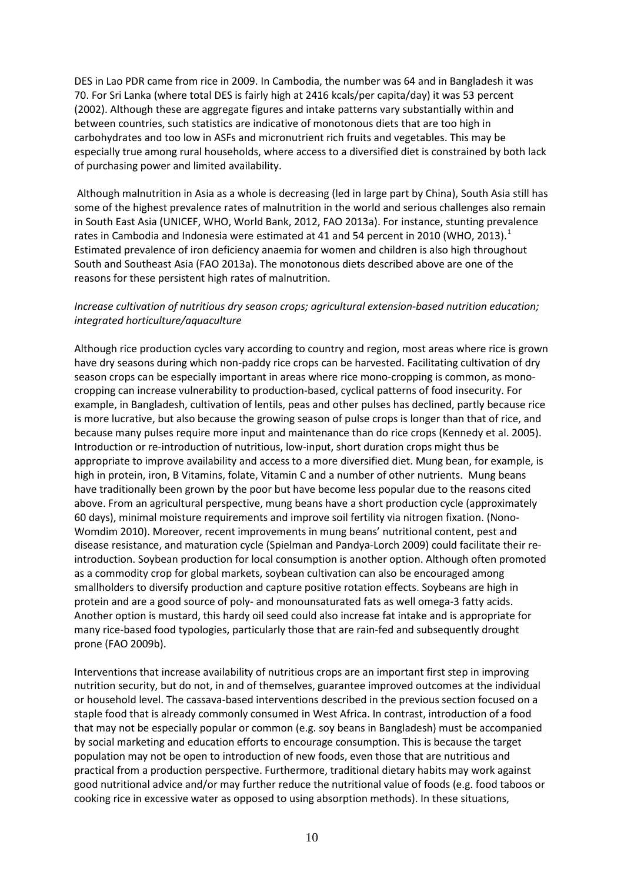DES in Lao PDR came from rice in 2009. In Cambodia, the number was 64 and in Bangladesh it was 70. For Sri Lanka (where total DES is fairly high at 2416 kcals/per capita/day) it was 53 percent (2002). Although these are aggregate figures and intake patterns vary substantially within and between countries, such statistics are indicative of monotonous diets that are too high in carbohydrates and too low in ASFs and micronutrient rich fruits and vegetables. This may be especially true among rural households, where access to a diversified diet is constrained by both lack of purchasing power and limited availability.

Although malnutrition in Asia as a whole is decreasing (led in large part by China), South Asia still has some of the highest prevalence rates of malnutrition in the world and serious challenges also remain in South East Asia (UNICEF, WHO, World Bank, 2012, FAO 2013a). For instance, stunting prevalence rates in Cambodia and Indonesia were estimated at 41 and 54 percent in 2010 (WHO, 2013).[1] Estimated prevalence of iron deficiency anaemia for women and children is also high throughout South and Southeast Asia (FAO 2013a). The monotonous diets described above are one of the reasons for these persistent high rates of malnutrition.

*Increase cultivation of nutritious dry season crops; agricultural extension-based nutrition education; integrated horticulture/aquaculture*

Although rice production cycles vary according to country and region, most areas where rice is grown have dry seasons during which non-paddy rice crops can be harvested. Facilitating cultivation of dry season crops can be especially important in areas where rice mono-cropping is common, as mono-cropping can increase vulnerability to production-based, cyclical patterns of food insecurity. For example, in Bangladesh, cultivation of lentils, peas and other pulses has declined, partly because rice is more lucrative, but also because the growing season of pulse crops is longer than that of rice, and because many pulses require more input and maintenance than do rice crops (Kennedy et al. 2005). Introduction or re-introduction of nutritious, low-input, short duration crops might thus be appropriate to improve availability and access to a more diversified diet. Mung bean, for example, is high in protein, iron, B Vitamins, folate, Vitamin C and a number of other nutrients. Mung beans have traditionally been grown by the poor but have become less popular due to the reasons cited above. From an agricultural perspective, mung beans have a short production cycle (approximately 60 days), minimal moisture requirements and improve soil fertility via nitrogen fixation. (Nono-Womdim 2010). Moreover, recent improvements in mung beans' nutritional content, pest and disease resistance, and maturation cycle (Spielman and Pandya-Lorch 2009) could facilitate their re-introduction. Soybean production for local consumption is another option. Although often promoted as a commodity crop for global markets, soybean cultivation can also be encouraged among smallholders to diversify production and capture positive rotation effects. Soybeans are high in protein and are a good source of poly- and monounsaturated fats as well omega-3 fatty acids. Another option is mustard, this hardy oil seed could also increase fat intake and is appropriate for many rice-based food typologies, particularly those that are rain-fed and subsequently drought prone (FAO 2009b).

Interventions that increase availability of nutritious crops are an important first step in improving nutrition security, but do not, in and of themselves, guarantee improved outcomes at the individual or household level. The cassava-based interventions described in the previous section focused on a staple food that is already commonly consumed in West Africa. In contrast, introduction of a food that may not be especially popular or common (e.g. soy beans in Bangladesh) must be accompanied by social marketing and education efforts to encourage consumption. This is because the target population may not be open to introduction of new foods, even those that are nutritious and practical from a production perspective. Furthermore, traditional dietary habits may work against good nutritional advice and/or may further reduce the nutritional value of foods (e.g. food taboos or cooking rice in excessive water as opposed to using absorption methods). In these situations,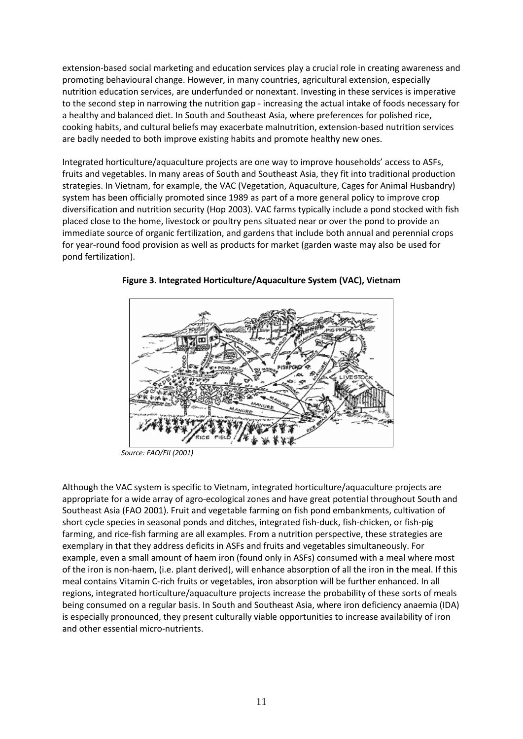extension-based social marketing and education services play a crucial role in creating awareness and promoting behavioural change. However, in many countries, agricultural extension, especially nutrition education services, are underfunded or nonextant. Investing in these services is imperative to the second step in narrowing the nutrition gap - increasing the actual intake of foods necessary for a healthy and balanced diet. In South and Southeast Asia, where preferences for polished rice, cooking habits, and cultural beliefs may exacerbate malnutrition, extension-based nutrition services are badly needed to both improve existing habits and promote healthy new ones.

Integrated horticulture/aquaculture projects are one way to improve households' access to ASFs, fruits and vegetables. In many areas of South and Southeast Asia, they fit into traditional production strategies. In Vietnam, for example, the VAC (Vegetation, Aquaculture, Cages for Animal Husbandry) system has been officially promoted since 1989 as part of a more general policy to improve crop diversification and nutrition security (Hop 2003). VAC farms typically include a pond stocked with fish placed close to the home, livestock or poultry pens situated near or over the pond to provide an immediate source of organic fertilization, and gardens that include both annual and perennial crops for year-round food provision as well as products for market (garden waste may also be used for pond fertilization).

**Figure 3. Integrated Horticulture/Aquaculture System (VAC), Vietnam**

*Source: FAO/FII (2001)*

Although the VAC system is specific to Vietnam, integrated horticulture/aquaculture projects are appropriate for a wide array of agro-ecological zones and have great potential throughout South and Southeast Asia (FAO 2001). Fruit and vegetable farming on fish pond embankments, cultivation of short cycle species in seasonal ponds and ditches, integrated fish-duck, fish-chicken, or fish-pig farming, and rice-fish farming are all examples. From a nutrition perspective, these strategies are exemplary in that they address deficits in ASFs and fruits and vegetables simultaneously. For example, even a small amount of haem iron (found only in ASFs) consumed with a meal where most of the iron is non-haem, (i.e. plant derived), will enhance absorption of all the iron in the meal. If this meal contains Vitamin C-rich fruits or vegetables, iron absorption will be further enhanced. In all regions, integrated horticulture/aquaculture projects increase the probability of these sorts of meals being consumed on a regular basis. In South and Southeast Asia, where iron deficiency anaemia (IDA) is especially pronounced, they present culturally viable opportunities to increase availability of iron and other essential micro-nutrients.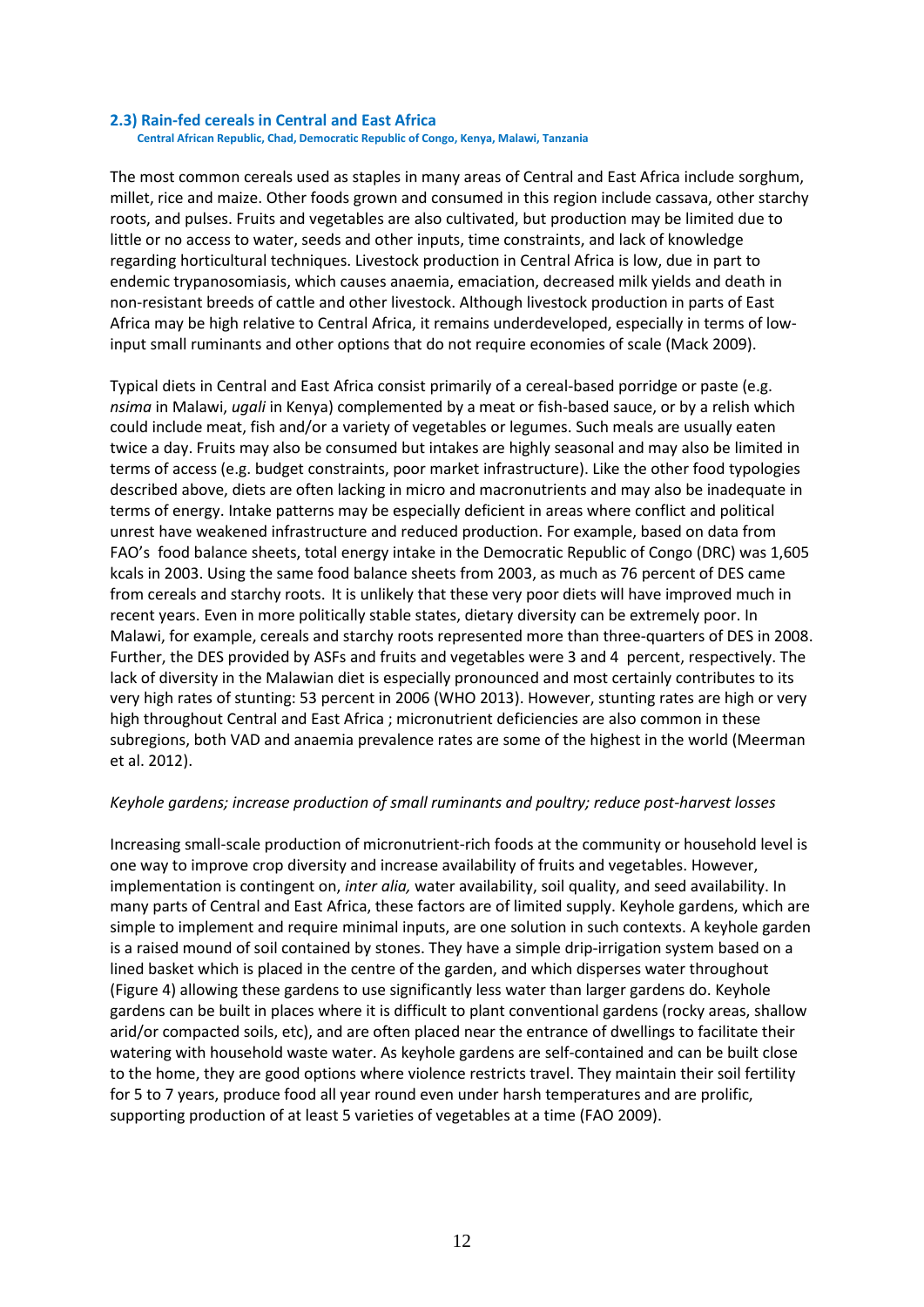### 2.3) Rain-fed cereals in Central and East Africa

**Central African Republic, Chad, Democratic Republic of Congo, Kenya, Malawi, Tanzania**

The most common cereals used as staples in many areas of Central and East Africa include sorghum, millet, rice and maize. Other foods grown and consumed in this region include cassava, other starchy roots, and pulses. Fruits and vegetables are also cultivated, but production may be limited due to little or no access to water, seeds and other inputs, time constraints, and lack of knowledge regarding horticultural techniques. Livestock production in Central Africa is low, due in part to endemic trypanosomiasis, which causes anaemia, emaciation, decreased milk yields and death in non-resistant breeds of cattle and other livestock. Although livestock production in parts of East Africa may be high relative to Central Africa, it remains underdeveloped, especially in terms of low-input small ruminants and other options that do not require economies of scale (Mack 2009).

Typical diets in Central and East Africa consist primarily of a cereal-based porridge or paste (e.g. *nsima* in Malawi, *ugali* in Kenya) complemented by a meat or fish-based sauce, or by a relish which could include meat, fish and/or a variety of vegetables or legumes. Such meals are usually eaten twice a day. Fruits may also be consumed but intakes are highly seasonal and may also be limited in terms of access (e.g. budget constraints, poor market infrastructure). Like the other food typologies described above, diets are often lacking in micro and macronutrients and may also be inadequate in terms of energy. Intake patterns may be especially deficient in areas where conflict and political unrest have weakened infrastructure and reduced production. For example, based on data from FAO's food balance sheets, total energy intake in the Democratic Republic of Congo (DRC) was 1,605 kcals in 2003. Using the same food balance sheets from 2003, as much as 76 percent of DES came from cereals and starchy roots. It is unlikely that these very poor diets will have improved much in recent years. Even in more politically stable states, dietary diversity can be extremely poor. In Malawi, for example, cereals and starchy roots represented more than three-quarters of DES in 2008. Further, the DES provided by ASFs and fruits and vegetables were 3 and 4 percent, respectively. The lack of diversity in the Malawian diet is especially pronounced and most certainly contributes to its very high rates of stunting: 53 percent in 2006 (WHO 2013). However, stunting rates are high or very high throughout Central and East Africa ; micronutrient deficiencies are also common in these subregions, both VAD and anaemia prevalence rates are some of the highest in the world (Meerman et al. 2012).

*Keyhole gardens; increase production of small ruminants and poultry; reduce post-harvest losses*

Increasing small-scale production of micronutrient-rich foods at the community or household level is one way to improve crop diversity and increase availability of fruits and vegetables. However, implementation is contingent on, *inter alia,* water availability, soil quality, and seed availability. In many parts of Central and East Africa, these factors are of limited supply. Keyhole gardens, which are simple to implement and require minimal inputs, are one solution in such contexts. A keyhole garden is a raised mound of soil contained by stones. They have a simple drip-irrigation system based on a lined basket which is placed in the centre of the garden, and which disperses water throughout (Figure 4) allowing these gardens to use significantly less water than larger gardens do. Keyhole gardens can be built in places where it is difficult to plant conventional gardens (rocky areas, shallow arid/or compacted soils, etc), and are often placed near the entrance of dwellings to facilitate their watering with household waste water. As keyhole gardens are self-contained and can be built close to the home, they are good options where violence restricts travel. They maintain their soil fertility for 5 to 7 years, produce food all year round even under harsh temperatures and are prolific, supporting production of at least 5 varieties of vegetables at a time (FAO 2009).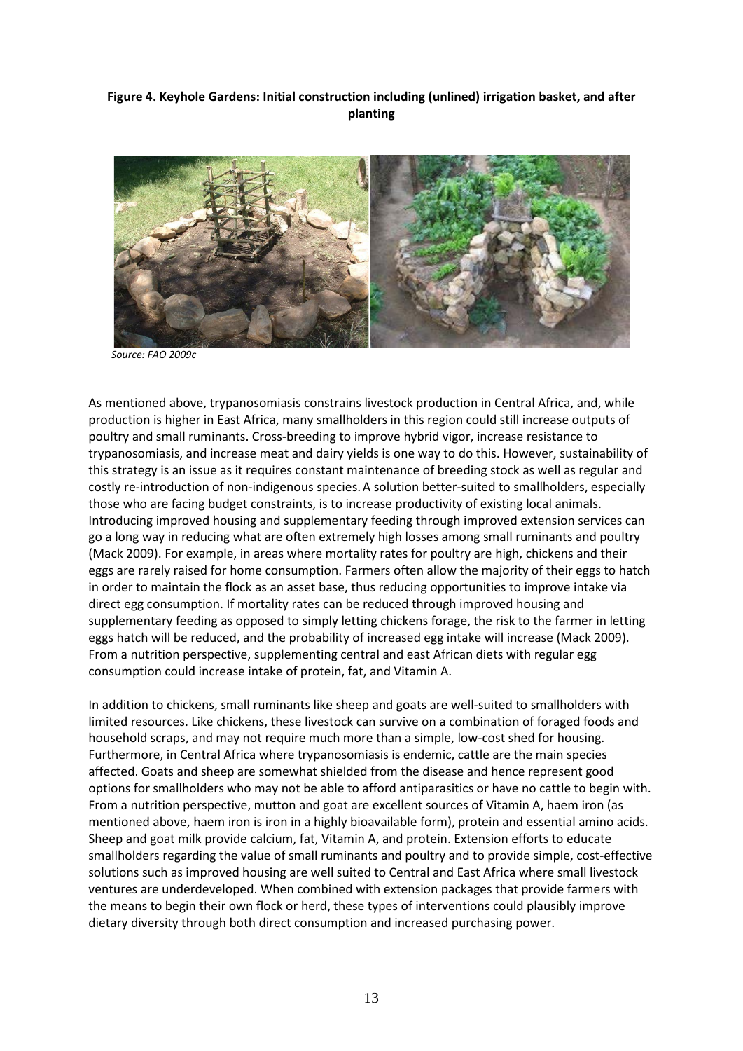**Figure 4. Keyhole Gardens: Initial construction including (unlined) irrigation basket, and after planting**

*Source: FAO 2009c*

As mentioned above, trypanosomiasis constrains livestock production in Central Africa, and, while production is higher in East Africa, many smallholders in this region could still increase outputs of poultry and small ruminants. Cross-breeding to improve hybrid vigor, increase resistance to trypanosomiasis, and increase meat and dairy yields is one way to do this. However, sustainability of this strategy is an issue as it requires constant maintenance of breeding stock as well as regular and costly re-introduction of non-indigenous species. A solution better-suited to smallholders, especially those who are facing budget constraints, is to increase productivity of existing local animals. Introducing improved housing and supplementary feeding through improved extension services can go a long way in reducing what are often extremely high losses among small ruminants and poultry (Mack 2009). For example, in areas where mortality rates for poultry are high, chickens and their eggs are rarely raised for home consumption. Farmers often allow the majority of their eggs to hatch in order to maintain the flock as an asset base, thus reducing opportunities to improve intake via direct egg consumption. If mortality rates can be reduced through improved housing and supplementary feeding as opposed to simply letting chickens forage, the risk to the farmer in letting eggs hatch will be reduced, and the probability of increased egg intake will increase (Mack 2009). From a nutrition perspective, supplementing central and east African diets with regular egg consumption could increase intake of protein, fat, and Vitamin A.

In addition to chickens, small ruminants like sheep and goats are well-suited to smallholders with limited resources. Like chickens, these livestock can survive on a combination of foraged foods and household scraps, and may not require much more than a simple, low-cost shed for housing. Furthermore, in Central Africa where trypanosomiasis is endemic, cattle are the main species affected. Goats and sheep are somewhat shielded from the disease and hence represent good options for smallholders who may not be able to afford antiparasitics or have no cattle to begin with. From a nutrition perspective, mutton and goat are excellent sources of Vitamin A, haem iron (as mentioned above, haem iron is iron in a highly bioavailable form), protein and essential amino acids. Sheep and goat milk provide calcium, fat, Vitamin A, and protein. Extension efforts to educate smallholders regarding the value of small ruminants and poultry and to provide simple, cost-effective solutions such as improved housing are well suited to Central and East Africa where small livestock ventures are underdeveloped. When combined with extension packages that provide farmers with the means to begin their own flock or herd, these types of interventions could plausibly improve dietary diversity through both direct consumption and increased purchasing power.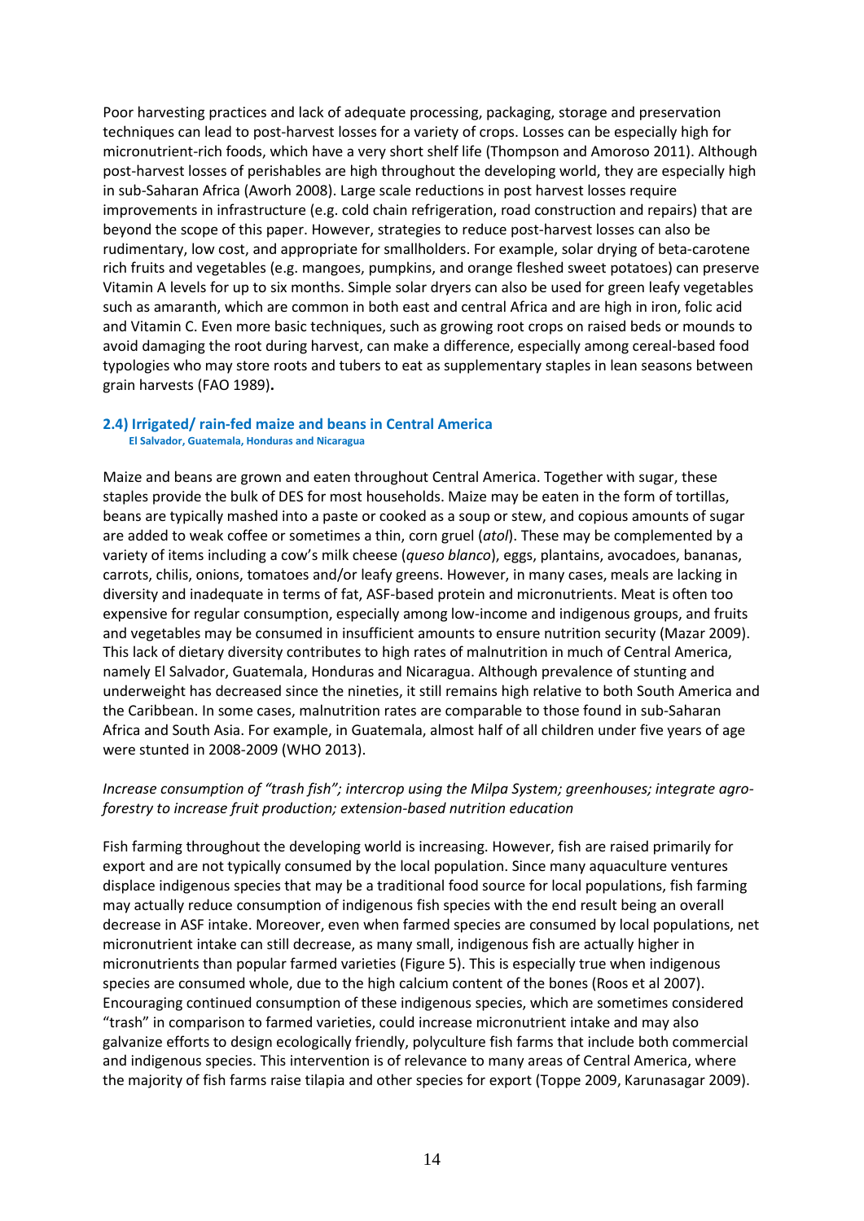Poor harvesting practices and lack of adequate processing, packaging, storage and preservation techniques can lead to post-harvest losses for a variety of crops. Losses can be especially high for micronutrient-rich foods, which have a very short shelf life (Thompson and Amoroso 2011). Although post-harvest losses of perishables are high throughout the developing world, they are especially high in sub-Saharan Africa (Aworh 2008). Large scale reductions in post harvest losses require improvements in infrastructure (e.g. cold chain refrigeration, road construction and repairs) that are beyond the scope of this paper. However, strategies to reduce post-harvest losses can also be rudimentary, low cost, and appropriate for smallholders. For example, solar drying of beta-carotene rich fruits and vegetables (e.g. mangoes, pumpkins, and orange fleshed sweet potatoes) can preserve Vitamin A levels for up to six months. Simple solar dryers can also be used for green leafy vegetables such as amaranth, which are common in both east and central Africa and are high in iron, folic acid and Vitamin C. Even more basic techniques, such as growing root crops on raised beds or mounds to avoid damaging the root during harvest, can make a difference, especially among cereal-based food typologies who may store roots and tubers to eat as supplementary staples in lean seasons between grain harvests (FAO 1989)**.**

### 2.4) Irrigated/ rain-fed maize and beans in Central America

**El Salvador, Guatemala, Honduras and Nicaragua**

Maize and beans are grown and eaten throughout Central America. Together with sugar, these staples provide the bulk of DES for most households. Maize may be eaten in the form of tortillas, beans are typically mashed into a paste or cooked as a soup or stew, and copious amounts of sugar are added to weak coffee or sometimes a thin, corn gruel (*atol*). These may be complemented by a variety of items including a cow's milk cheese (*queso blanco*), eggs, plantains, avocadoes, bananas, carrots, chilis, onions, tomatoes and/or leafy greens. However, in many cases, meals are lacking in diversity and inadequate in terms of fat, ASF-based protein and micronutrients. Meat is often too expensive for regular consumption, especially among low-income and indigenous groups, and fruits and vegetables may be consumed in insufficient amounts to ensure nutrition security (Mazar 2009). This lack of dietary diversity contributes to high rates of malnutrition in much of Central America, namely El Salvador, Guatemala, Honduras and Nicaragua. Although prevalence of stunting and underweight has decreased since the nineties, it still remains high relative to both South America and the Caribbean. In some cases, malnutrition rates are comparable to those found in sub-Saharan Africa and South Asia. For example, in Guatemala, almost half of all children under five years of age were stunted in 2008-2009 (WHO 2013).

*Increase consumption of "trash fish"; intercrop using the Milpa System; greenhouses; integrate agro-forestry to increase fruit production; extension-based nutrition education*

Fish farming throughout the developing world is increasing. However, fish are raised primarily for export and are not typically consumed by the local population. Since many aquaculture ventures displace indigenous species that may be a traditional food source for local populations, fish farming may actually reduce consumption of indigenous fish species with the end result being an overall decrease in ASF intake. Moreover, even when farmed species are consumed by local populations, net micronutrient intake can still decrease, as many small, indigenous fish are actually higher in micronutrients than popular farmed varieties (Figure 5). This is especially true when indigenous species are consumed whole, due to the high calcium content of the bones (Roos et al 2007). Encouraging continued consumption of these indigenous species, which are sometimes considered "trash" in comparison to farmed varieties, could increase micronutrient intake and may also galvanize efforts to design ecologically friendly, polyculture fish farms that include both commercial and indigenous species. This intervention is of relevance to many areas of Central America, where the majority of fish farms raise tilapia and other species for export (Toppe 2009, Karunasagar 2009).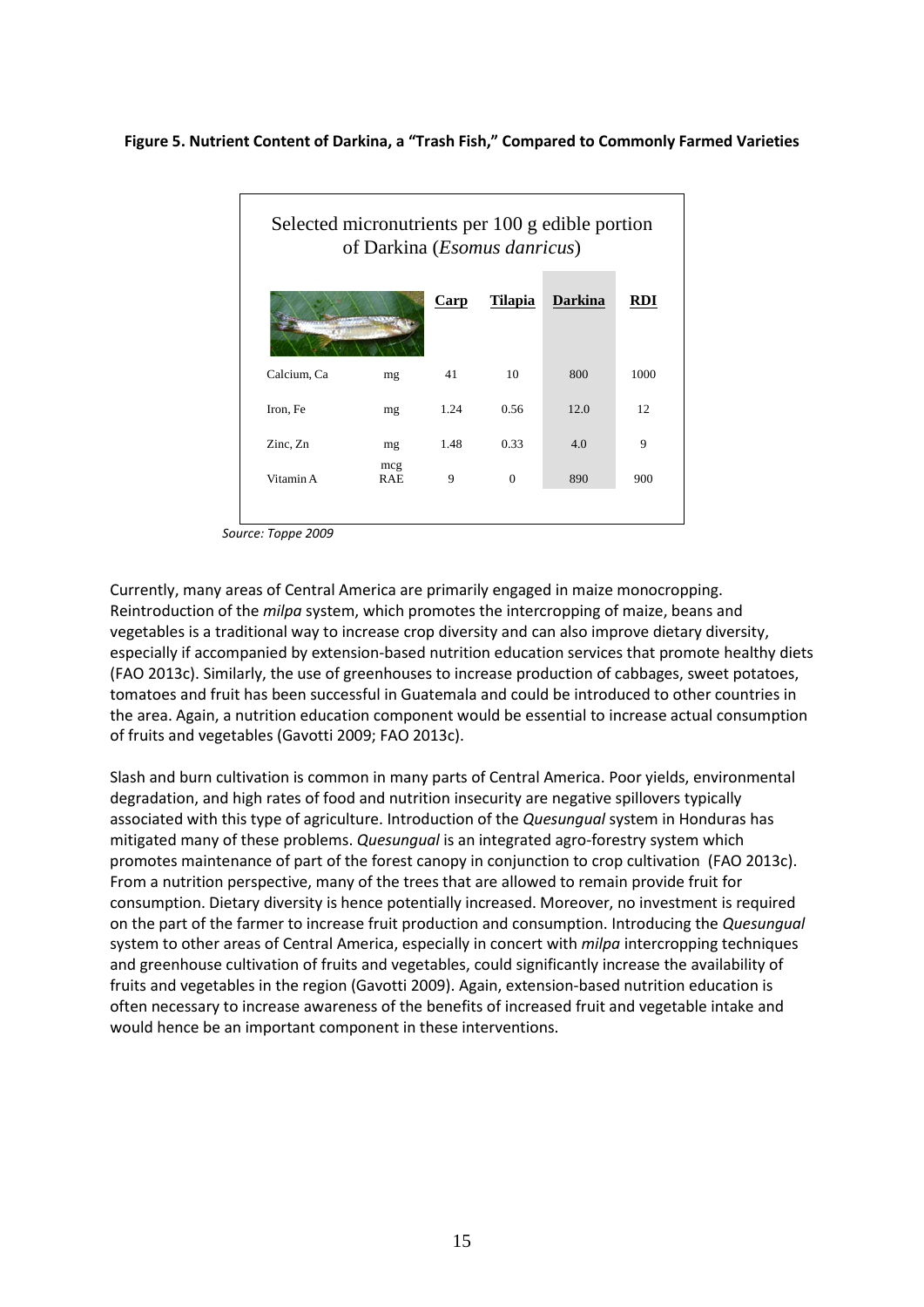**Figure 5. Nutrient Content of Darkina, a "Trash Fish," Compared to Commonly Farmed Varieties**

Selected micronutrients per 100 g edible portion of Darkina (*Esomus danricus*)

| | | Carp | Tilapia | Darkina | RDI |
|---|---|---|---|---|---|
| Calcium, Ca | mg | 41 | 10 | 800 | 1000 |
| Iron, Fe | mg | 1.24 | 0.56 | 12.0 | 12 |
| Zinc, Zn | mg | 1.48 | 0.33 | 4.0 | 9 |
| Vitamin A | mcg RAE | 9 | 0 | 890 | 900 |

*Source: Toppe 2009*

Currently, many areas of Central America are primarily engaged in maize monocropping. Reintroduction of the *milpa* system, which promotes the intercropping of maize, beans and vegetables is a traditional way to increase crop diversity and can also improve dietary diversity, especially if accompanied by extension-based nutrition education services that promote healthy diets (FAO 2013c). Similarly, the use of greenhouses to increase production of cabbages, sweet potatoes, tomatoes and fruit has been successful in Guatemala and could be introduced to other countries in the area. Again, a nutrition education component would be essential to increase actual consumption of fruits and vegetables (Gavotti 2009; FAO 2013c).

Slash and burn cultivation is common in many parts of Central America. Poor yields, environmental degradation, and high rates of food and nutrition insecurity are negative spillovers typically associated with this type of agriculture. Introduction of the *Quesungual* system in Honduras has mitigated many of these problems. *Quesungual* is an integrated agro-forestry system which promotes maintenance of part of the forest canopy in conjunction to crop cultivation (FAO 2013c). From a nutrition perspective, many of the trees that are allowed to remain provide fruit for consumption. Dietary diversity is hence potentially increased. Moreover, no investment is required on the part of the farmer to increase fruit production and consumption. Introducing the *Quesungual* system to other areas of Central America, especially in concert with *milpa* intercropping techniques and greenhouse cultivation of fruits and vegetables, could significantly increase the availability of fruits and vegetables in the region (Gavotti 2009). Again, extension-based nutrition education is often necessary to increase awareness of the benefits of increased fruit and vegetable intake and would hence be an important component in these interventions.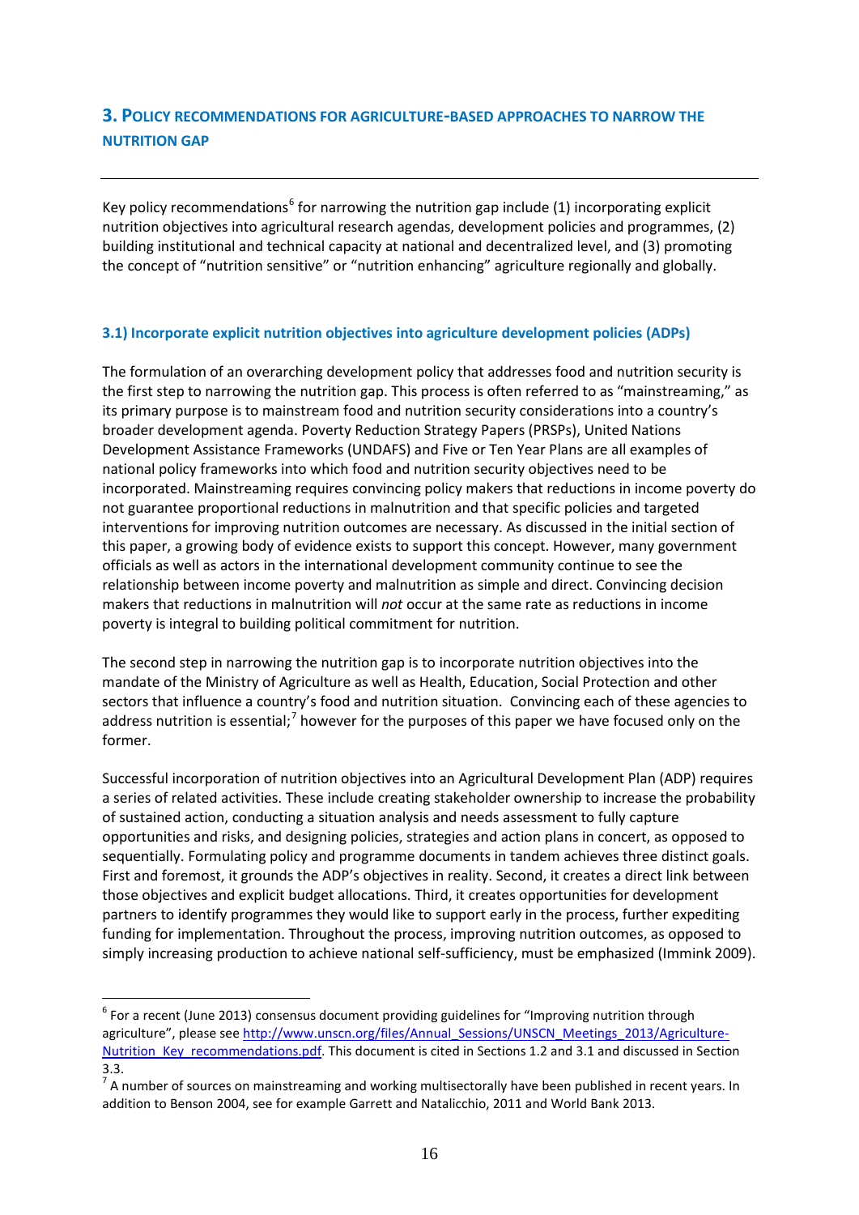## 3. Policy recommendations for agriculture-based approaches to narrow the nutrition gap

Key policy recommendations[6] for narrowing the nutrition gap include (1) incorporating explicit nutrition objectives into agricultural research agendas, development policies and programmes, (2) building institutional and technical capacity at national and decentralized level, and (3) promoting the concept of "nutrition sensitive" or "nutrition enhancing" agriculture regionally and globally.

### 3.1) Incorporate explicit nutrition objectives into agriculture development policies (ADPs)

The formulation of an overarching development policy that addresses food and nutrition security is the first step to narrowing the nutrition gap. This process is often referred to as "mainstreaming," as its primary purpose is to mainstream food and nutrition security considerations into a country's broader development agenda. Poverty Reduction Strategy Papers (PRSPs), United Nations Development Assistance Frameworks (UNDAFS) and Five or Ten Year Plans are all examples of national policy frameworks into which food and nutrition security objectives need to be incorporated. Mainstreaming requires convincing policy makers that reductions in income poverty do not guarantee proportional reductions in malnutrition and that specific policies and targeted interventions for improving nutrition outcomes are necessary. As discussed in the initial section of this paper, a growing body of evidence exists to support this concept. However, many government officials as well as actors in the international development community continue to see the relationship between income poverty and malnutrition as simple and direct. Convincing decision makers that reductions in malnutrition will *not* occur at the same rate as reductions in income poverty is integral to building political commitment for nutrition.

The second step in narrowing the nutrition gap is to incorporate nutrition objectives into the mandate of the Ministry of Agriculture as well as Health, Education, Social Protection and other sectors that influence a country's food and nutrition situation. Convincing each of these agencies to address nutrition is essential;[7] however for the purposes of this paper we have focused only on the former.

Successful incorporation of nutrition objectives into an Agricultural Development Plan (ADP) requires a series of related activities. These include creating stakeholder ownership to increase the probability of sustained action, conducting a situation analysis and needs assessment to fully capture opportunities and risks, and designing policies, strategies and action plans in concert, as opposed to sequentially. Formulating policy and programme documents in tandem achieves three distinct goals. First and foremost, it grounds the ADP's objectives in reality. Second, it creates a direct link between those objectives and explicit budget allocations. Third, it creates opportunities for development partners to identify programmes they would like to support early in the process, further expediting funding for implementation. Throughout the process, improving nutrition outcomes, as opposed to simply increasing production to achieve national self-sufficiency, must be emphasized (Immink 2009).

---

[6] For a recent (June 2013) consensus document providing guidelines for "Improving nutrition through agriculture", please see http://www.unscn.org/files/Annual_Sessions/UNSCN_Meetings_2013/Agriculture-Nutrition_Key_recommendations.pdf. This document is cited in Sections 1.2 and 3.1 and discussed in Section 3.3.

[7] A number of sources on mainstreaming and working multisectorally have been published in recent years. In addition to Benson 2004, see for example Garrett and Natalicchio, 2011 and World Bank 2013.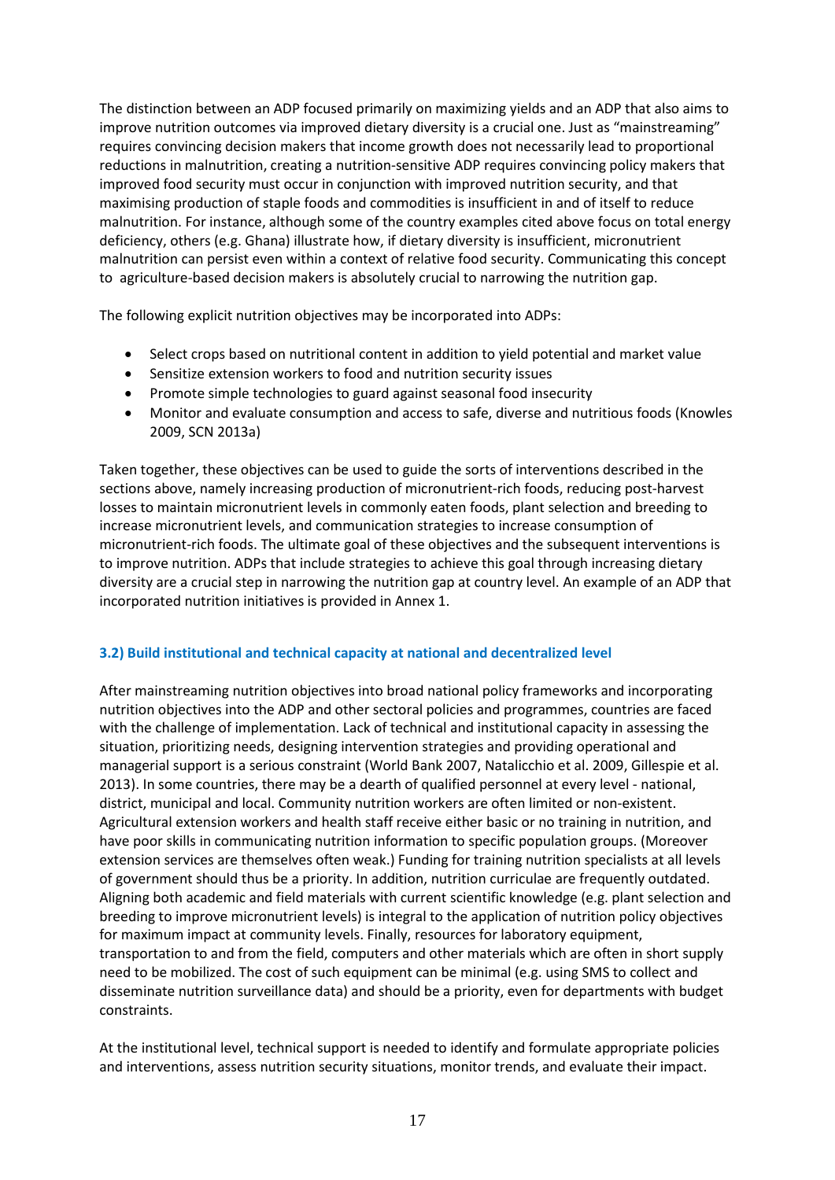The distinction between an ADP focused primarily on maximizing yields and an ADP that also aims to improve nutrition outcomes via improved dietary diversity is a crucial one. Just as "mainstreaming" requires convincing decision makers that income growth does not necessarily lead to proportional reductions in malnutrition, creating a nutrition-sensitive ADP requires convincing policy makers that improved food security must occur in conjunction with improved nutrition security, and that maximising production of staple foods and commodities is insufficient in and of itself to reduce malnutrition. For instance, although some of the country examples cited above focus on total energy deficiency, others (e.g. Ghana) illustrate how, if dietary diversity is insufficient, micronutrient malnutrition can persist even within a context of relative food security. Communicating this concept to agriculture-based decision makers is absolutely crucial to narrowing the nutrition gap.

The following explicit nutrition objectives may be incorporated into ADPs:

- Select crops based on nutritional content in addition to yield potential and market value
- Sensitize extension workers to food and nutrition security issues
- Promote simple technologies to guard against seasonal food insecurity
- Monitor and evaluate consumption and access to safe, diverse and nutritious foods (Knowles 2009, SCN 2013a)

Taken together, these objectives can be used to guide the sorts of interventions described in the sections above, namely increasing production of micronutrient-rich foods, reducing post-harvest losses to maintain micronutrient levels in commonly eaten foods, plant selection and breeding to increase micronutrient levels, and communication strategies to increase consumption of micronutrient-rich foods. The ultimate goal of these objectives and the subsequent interventions is to improve nutrition. ADPs that include strategies to achieve this goal through increasing dietary diversity are a crucial step in narrowing the nutrition gap at country level. An example of an ADP that incorporated nutrition initiatives is provided in Annex 1.

### 3.2) Build institutional and technical capacity at national and decentralized level

After mainstreaming nutrition objectives into broad national policy frameworks and incorporating nutrition objectives into the ADP and other sectoral policies and programmes, countries are faced with the challenge of implementation. Lack of technical and institutional capacity in assessing the situation, prioritizing needs, designing intervention strategies and providing operational and managerial support is a serious constraint (World Bank 2007, Natalicchio et al. 2009, Gillespie et al. 2013). In some countries, there may be a dearth of qualified personnel at every level - national, district, municipal and local. Community nutrition workers are often limited or non-existent. Agricultural extension workers and health staff receive either basic or no training in nutrition, and have poor skills in communicating nutrition information to specific population groups. (Moreover extension services are themselves often weak.) Funding for training nutrition specialists at all levels of government should thus be a priority. In addition, nutrition curriculae are frequently outdated. Aligning both academic and field materials with current scientific knowledge (e.g. plant selection and breeding to improve micronutrient levels) is integral to the application of nutrition policy objectives for maximum impact at community levels. Finally, resources for laboratory equipment, transportation to and from the field, computers and other materials which are often in short supply need to be mobilized. The cost of such equipment can be minimal (e.g. using SMS to collect and disseminate nutrition surveillance data) and should be a priority, even for departments with budget constraints.

At the institutional level, technical support is needed to identify and formulate appropriate policies and interventions, assess nutrition security situations, monitor trends, and evaluate their impact.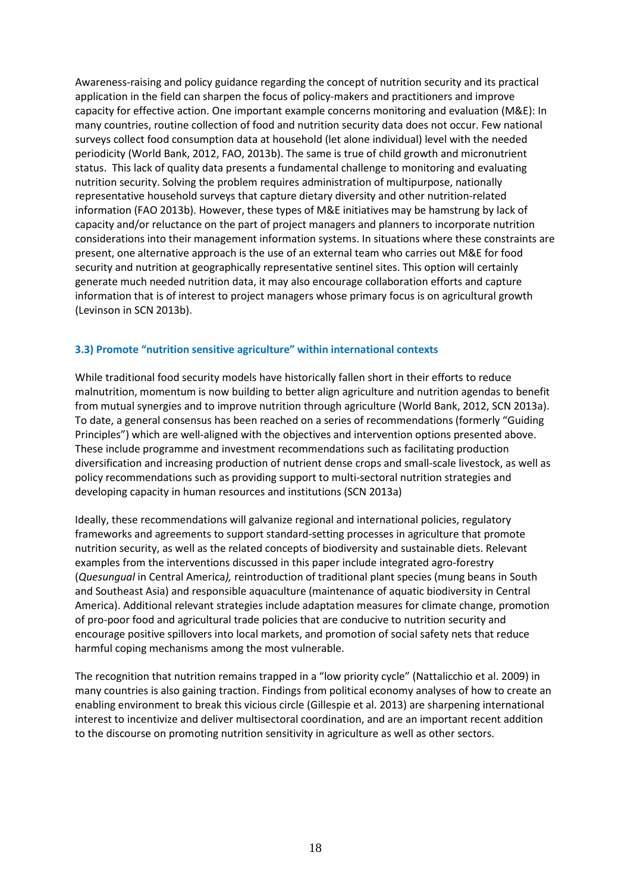Awareness-raising and policy guidance regarding the concept of nutrition security and its practical application in the field can sharpen the focus of policy-makers and practitioners and improve capacity for effective action. One important example concerns monitoring and evaluation (M&E): In many countries, routine collection of food and nutrition security data does not occur. Few national surveys collect food consumption data at household (let alone individual) level with the needed periodicity (World Bank, 2012, FAO, 2013b). The same is true of child growth and micronutrient status. This lack of quality data presents a fundamental challenge to monitoring and evaluating nutrition security. Solving the problem requires administration of multipurpose, nationally representative household surveys that capture dietary diversity and other nutrition-related information (FAO 2013b). However, these types of M&E initiatives may be hamstrung by lack of capacity and/or reluctance on the part of project managers and planners to incorporate nutrition considerations into their management information systems. In situations where these constraints are present, one alternative approach is the use of an external team who carries out M&E for food security and nutrition at geographically representative sentinel sites. This option will certainly generate much needed nutrition data, it may also encourage collaboration efforts and capture information that is of interest to project managers whose primary focus is on agricultural growth (Levinson in SCN 2013b).

### 3.3) Promote "nutrition sensitive agriculture" within international contexts

While traditional food security models have historically fallen short in their efforts to reduce malnutrition, momentum is now building to better align agriculture and nutrition agendas to benefit from mutual synergies and to improve nutrition through agriculture (World Bank, 2012, SCN 2013a). To date, a general consensus has been reached on a series of recommendations (formerly "Guiding Principles") which are well-aligned with the objectives and intervention options presented above. These include programme and investment recommendations such as facilitating production diversification and increasing production of nutrient dense crops and small-scale livestock, as well as policy recommendations such as providing support to multi-sectoral nutrition strategies and developing capacity in human resources and institutions (SCN 2013a)

Ideally, these recommendations will galvanize regional and international policies, regulatory frameworks and agreements to support standard-setting processes in agriculture that promote nutrition security, as well as the related concepts of biodiversity and sustainable diets. Relevant examples from the interventions discussed in this paper include integrated agro-forestry (*Quesungual* in Central America*),* reintroduction of traditional plant species (mung beans in South and Southeast Asia) and responsible aquaculture (maintenance of aquatic biodiversity in Central America). Additional relevant strategies include adaptation measures for climate change, promotion of pro-poor food and agricultural trade policies that are conducive to nutrition security and encourage positive spillovers into local markets, and promotion of social safety nets that reduce harmful coping mechanisms among the most vulnerable.

The recognition that nutrition remains trapped in a "low priority cycle" (Nattalicchio et al. 2009) in many countries is also gaining traction. Findings from political economy analyses of how to create an enabling environment to break this vicious circle (Gillespie et al. 2013) are sharpening international interest to incentivize and deliver multisectoral coordination, and are an important recent addition to the discourse on promoting nutrition sensitivity in agriculture as well as other sectors.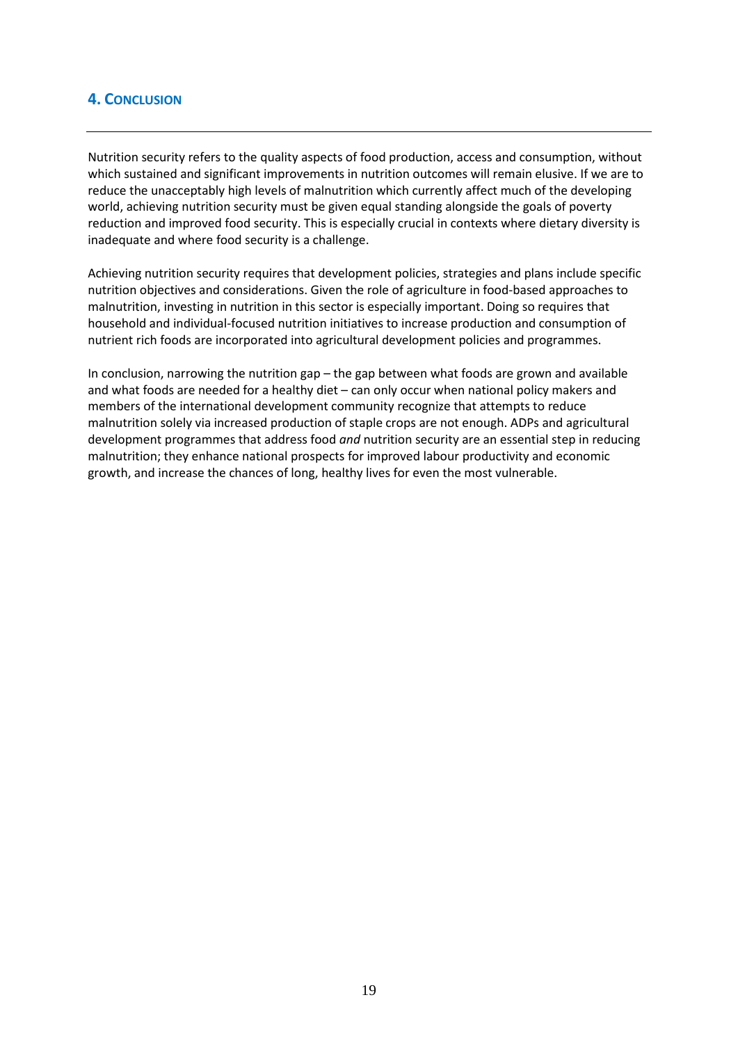## 4. Conclusion

Nutrition security refers to the quality aspects of food production, access and consumption, without which sustained and significant improvements in nutrition outcomes will remain elusive. If we are to reduce the unacceptably high levels of malnutrition which currently affect much of the developing world, achieving nutrition security must be given equal standing alongside the goals of poverty reduction and improved food security. This is especially crucial in contexts where dietary diversity is inadequate and where food security is a challenge.

Achieving nutrition security requires that development policies, strategies and plans include specific nutrition objectives and considerations. Given the role of agriculture in food-based approaches to malnutrition, investing in nutrition in this sector is especially important. Doing so requires that household and individual-focused nutrition initiatives to increase production and consumption of nutrient rich foods are incorporated into agricultural development policies and programmes.

In conclusion, narrowing the nutrition gap – the gap between what foods are grown and available and what foods are needed for a healthy diet – can only occur when national policy makers and members of the international development community recognize that attempts to reduce malnutrition solely via increased production of staple crops are not enough. ADPs and agricultural development programmes that address food *and* nutrition security are an essential step in reducing malnutrition; they enhance national prospects for improved labour productivity and economic growth, and increase the chances of long, healthy lives for even the most vulnerable.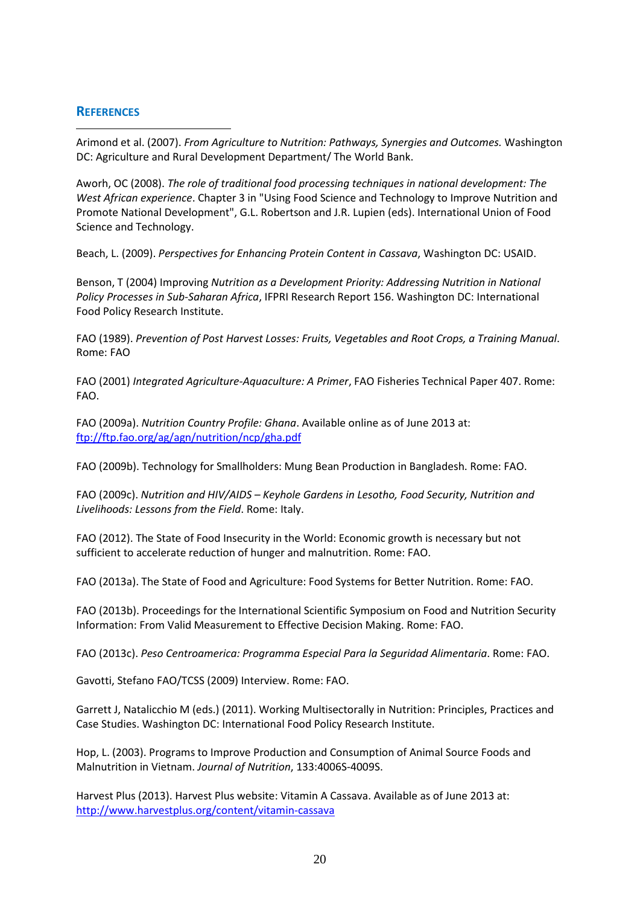## References

Arimond et al. (2007). *From Agriculture to Nutrition: Pathways, Synergies and Outcomes.* Washington DC: Agriculture and Rural Development Department/ The World Bank.

Aworh, OC (2008). *The role of traditional food processing techniques in national development: The West African experience*. Chapter 3 in "Using Food Science and Technology to Improve Nutrition and Promote National Development", G.L. Robertson and J.R. Lupien (eds). International Union of Food Science and Technology.

Beach, L. (2009). *Perspectives for Enhancing Protein Content in Cassava*, Washington DC: USAID.

Benson, T (2004) Improving *Nutrition as a Development Priority: Addressing Nutrition in National Policy Processes in Sub-Saharan Africa*, IFPRI Research Report 156. Washington DC: International Food Policy Research Institute.

FAO (1989). *Prevention of Post Harvest Losses: Fruits, Vegetables and Root Crops, a Training Manual*. Rome: FAO

FAO (2001) *Integrated Agriculture-Aquaculture: A Primer*, FAO Fisheries Technical Paper 407. Rome: FAO.

FAO (2009a). *Nutrition Country Profile: Ghana*. Available online as of June 2013 at: [ftp://ftp.fao.org/ag/agn/nutrition/ncp/gha.pdf](ftp://ftp.fao.org/ag/agn/nutrition/ncp/gha.pdf)

FAO (2009b). Technology for Smallholders: Mung Bean Production in Bangladesh. Rome: FAO.

FAO (2009c). *Nutrition and HIV/AIDS – Keyhole Gardens in Lesotho, Food Security, Nutrition and Livelihoods: Lessons from the Field*. Rome: Italy.

FAO (2012). The State of Food Insecurity in the World: Economic growth is necessary but not sufficient to accelerate reduction of hunger and malnutrition. Rome: FAO.

FAO (2013a). The State of Food and Agriculture: Food Systems for Better Nutrition. Rome: FAO.

FAO (2013b). Proceedings for the International Scientific Symposium on Food and Nutrition Security Information: From Valid Measurement to Effective Decision Making. Rome: FAO.

FAO (2013c). *Peso Centroamerica: Programma Especial Para la Seguridad Alimentaria*. Rome: FAO.

Gavotti, Stefano FAO/TCSS (2009) Interview. Rome: FAO.

Garrett J, Natalicchio M (eds.) (2011). Working Multisectorally in Nutrition: Principles, Practices and Case Studies. Washington DC: International Food Policy Research Institute.

Hop, L. (2003). Programs to Improve Production and Consumption of Animal Source Foods and Malnutrition in Vietnam. *Journal of Nutrition*, 133:4006S-4009S.

Harvest Plus (2013). Harvest Plus website: Vitamin A Cassava. Available as of June 2013 at: [http://www.harvestplus.org/content/vitamin-cassava](http://www.harvestplus.org/content/vitamin-cassava)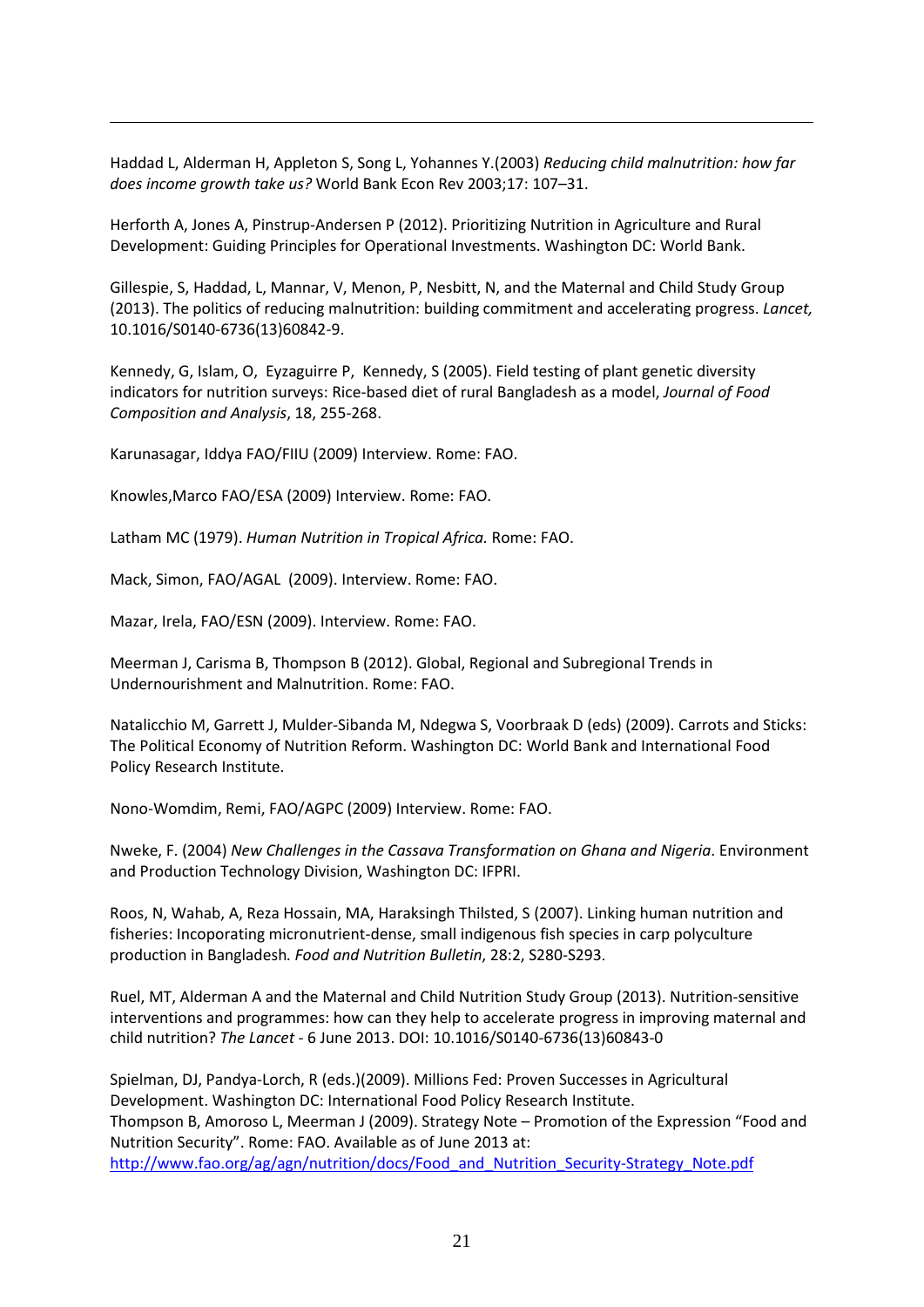Haddad L, Alderman H, Appleton S, Song L, Yohannes Y.(2003) *Reducing child malnutrition: how far does income growth take us?* World Bank Econ Rev 2003;17: 107–31.

Herforth A, Jones A, Pinstrup-Andersen P (2012). Prioritizing Nutrition in Agriculture and Rural Development: Guiding Principles for Operational Investments. Washington DC: World Bank.

Gillespie, S, Haddad, L, Mannar, V, Menon, P, Nesbitt, N, and the Maternal and Child Study Group (2013). The politics of reducing malnutrition: building commitment and accelerating progress. *Lancet,* 10.1016/S0140-6736(13)60842-9.

Kennedy, G, Islam, O, Eyzaguirre P, Kennedy, S (2005). Field testing of plant genetic diversity indicators for nutrition surveys: Rice-based diet of rural Bangladesh as a model, *Journal of Food Composition and Analysis*, 18, 255-268.

Karunasagar, Iddya FAO/FIIU (2009) Interview. Rome: FAO.

Knowles,Marco FAO/ESA (2009) Interview. Rome: FAO.

Latham MC (1979). *Human Nutrition in Tropical Africa.* Rome: FAO.

Mack, Simon, FAO/AGAL (2009). Interview. Rome: FAO.

Mazar, Irela, FAO/ESN (2009). Interview. Rome: FAO.

Meerman J, Carisma B, Thompson B (2012). Global, Regional and Subregional Trends in Undernourishment and Malnutrition. Rome: FAO.

Natalicchio M, Garrett J, Mulder-Sibanda M, Ndegwa S, Voorbraak D (eds) (2009). Carrots and Sticks: The Political Economy of Nutrition Reform. Washington DC: World Bank and International Food Policy Research Institute.

Nono-Womdim, Remi, FAO/AGPC (2009) Interview. Rome: FAO.

Nweke, F. (2004) *New Challenges in the Cassava Transformation on Ghana and Nigeria*. Environment and Production Technology Division, Washington DC: IFPRI.

Roos, N, Wahab, A, Reza Hossain, MA, Haraksingh Thilsted, S (2007). Linking human nutrition and fisheries: Incoporating micronutrient-dense, small indigenous fish species in carp polyculture production in Bangladesh*. Food and Nutrition Bulletin*, 28:2, S280-S293.

Ruel, MT, Alderman A and the Maternal and Child Nutrition Study Group (2013). Nutrition-sensitive interventions and programmes: how can they help to accelerate progress in improving maternal and child nutrition? *The Lancet* - 6 June 2013. DOI: 10.1016/S0140-6736(13)60843-0

Spielman, DJ, Pandya-Lorch, R (eds.)(2009). Millions Fed: Proven Successes in Agricultural Development. Washington DC: International Food Policy Research Institute.

Thompson B, Amoroso L, Meerman J (2009). Strategy Note – Promotion of the Expression "Food and Nutrition Security". Rome: FAO. Available as of June 2013 at: http://www.fao.org/ag/agn/nutrition/docs/Food_and_Nutrition_Security-Strategy_Note.pdf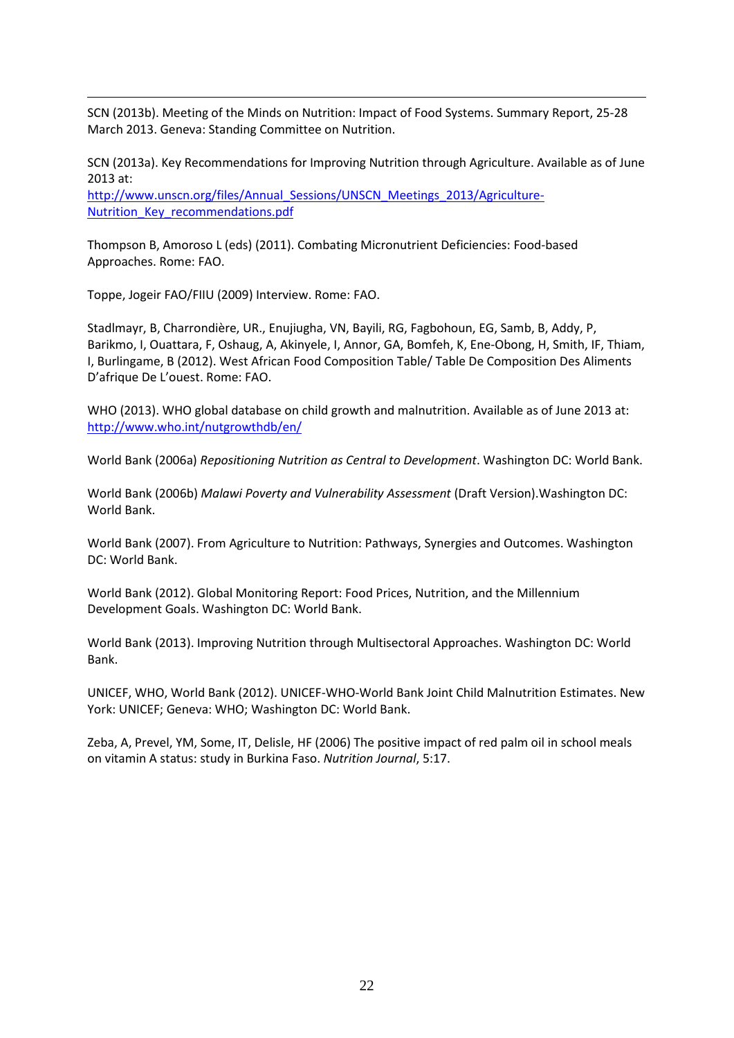SCN (2013b). Meeting of the Minds on Nutrition: Impact of Food Systems. Summary Report, 25-28 March 2013. Geneva: Standing Committee on Nutrition.

SCN (2013a). Key Recommendations for Improving Nutrition through Agriculture. Available as of June 2013 at:
http://www.unscn.org/files/Annual_Sessions/UNSCN_Meetings_2013/Agriculture-Nutrition_Key_recommendations.pdf

Thompson B, Amoroso L (eds) (2011). Combating Micronutrient Deficiencies: Food-based Approaches. Rome: FAO.

Toppe, Jogeir FAO/FIIU (2009) Interview. Rome: FAO.

Stadlmayr, B, Charrondière, UR., Enujiugha, VN, Bayili, RG, Fagbohoun, EG, Samb, B, Addy, P, Barikmo, I, Ouattara, F, Oshaug, A, Akinyele, I, Annor, GA, Bomfeh, K, Ene-Obong, H, Smith, IF, Thiam, I, Burlingame, B (2012). West African Food Composition Table/ Table De Composition Des Aliments D'afrique De L'ouest. Rome: FAO.

WHO (2013). WHO global database on child growth and malnutrition. Available as of June 2013 at: http://www.who.int/nutgrowthdb/en/

World Bank (2006a) *Repositioning Nutrition as Central to Development*. Washington DC: World Bank.

World Bank (2006b) *Malawi Poverty and Vulnerability Assessment* (Draft Version).Washington DC: World Bank.

World Bank (2007). From Agriculture to Nutrition: Pathways, Synergies and Outcomes. Washington DC: World Bank.

World Bank (2012). Global Monitoring Report: Food Prices, Nutrition, and the Millennium Development Goals. Washington DC: World Bank.

World Bank (2013). Improving Nutrition through Multisectoral Approaches. Washington DC: World Bank.

UNICEF, WHO, World Bank (2012). UNICEF-WHO-World Bank Joint Child Malnutrition Estimates. New York: UNICEF; Geneva: WHO; Washington DC: World Bank.

Zeba, A, Prevel, YM, Some, IT, Delisle, HF (2006) The positive impact of red palm oil in school meals on vitamin A status: study in Burkina Faso. *Nutrition Journal*, 5:17.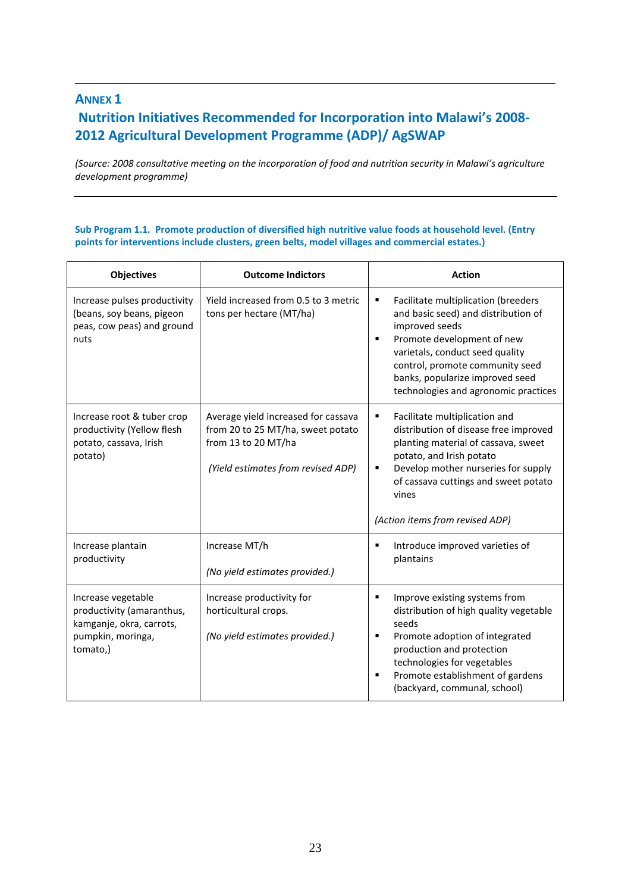## ANNEX 1

## Nutrition Initiatives Recommended for Incorporation into Malawi's 2008-2012 Agricultural Development Programme (ADP)/ AgSWAP

*(Source: 2008 consultative meeting on the incorporation of food and nutrition security in Malawi's agriculture development programme)*

**Sub Program 1.1. Promote production of diversified high nutritive value foods at household level. (Entry points for interventions include clusters, green belts, model villages and commercial estates.)**

| Objectives | Outcome Indictors | Action |
|---|---|---|
| Increase pulses productivity (beans, soy beans, pigeon peas, cow peas) and ground nuts | Yield increased from 0.5 to 3 metric tons per hectare (MT/ha) | ▪ Facilitate multiplication (breeders and basic seed) and distribution of improved seeds<br>▪ Promote development of new varietals, conduct seed quality control, promote community seed banks, popularize improved seed technologies and agronomic practices |
| Increase root & tuber crop productivity (Yellow flesh potato, cassava, Irish potato) | Average yield increased for cassava from 20 to 25 MT/ha, sweet potato from 13 to 20 MT/ha<br><br>*(Yield estimates from revised ADP)* | ▪ Facilitate multiplication and distribution of disease free improved planting material of cassava, sweet potato, and Irish potato<br>▪ Develop mother nurseries for supply of cassava cuttings and sweet potato vines<br><br>*(Action items from revised ADP)* |
| Increase plantain productivity | Increase MT/h<br><br>*(No yield estimates provided.)* | ▪ Introduce improved varieties of plantains |
| Increase vegetable productivity (amaranthus, kamganje, okra, carrots, pumpkin, moringa, tomato,) | Increase productivity for horticultural crops.<br><br>*(No yield estimates provided.)* | ▪ Improve existing systems from distribution of high quality vegetable seeds<br>▪ Promote adoption of integrated production and protection technologies for vegetables<br>▪ Promote establishment of gardens (backyard, communal, school) |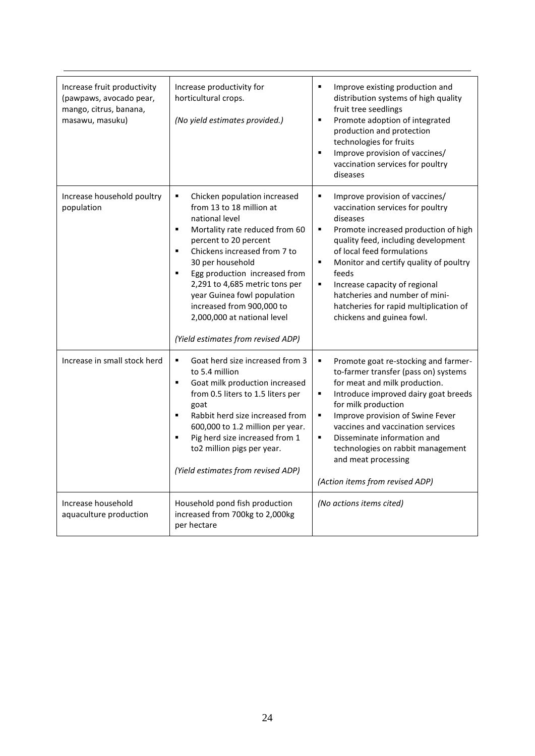| | | |
|---|---|---|
| Increase fruit productivity (pawpaws, avocado pear, mango, citrus, banana, masawu, masuku) | Increase productivity for horticultural crops.<br><br>*(No yield estimates provided.)* | ▪ Improve existing production and distribution systems of high quality fruit tree seedlings<br>▪ Promote adoption of integrated production and protection technologies for fruits<br>▪ Improve provision of vaccines/ vaccination services for poultry diseases |
| Increase household poultry population | ▪ Chicken population increased from 13 to 18 million at national level<br>▪ Mortality rate reduced from 60 percent to 20 percent<br>▪ Chickens increased from 7 to 30 per household<br>▪ Egg production increased from 2,291 to 4,685 metric tons per year Guinea fowl population increased from 900,000 to 2,000,000 at national level<br><br>*(Yield estimates from revised ADP)* | ▪ Improve provision of vaccines/ vaccination services for poultry diseases<br>▪ Promote increased production of high quality feed, including development of local feed formulations<br>▪ Monitor and certify quality of poultry feeds<br>▪ Increase capacity of regional hatcheries and number of mini-hatcheries for rapid multiplication of chickens and guinea fowl. |
| Increase in small stock herd | ▪ Goat herd size increased from 3 to 5.4 million<br>▪ Goat milk production increased from 0.5 liters to 1.5 liters per goat<br>▪ Rabbit herd size increased from 600,000 to 1.2 million per year.<br>▪ Pig herd size increased from 1 to2 million pigs per year.<br><br>*(Yield estimates from revised ADP)* | ▪ Promote goat re-stocking and farmer-to-farmer transfer (pass on) systems for meat and milk production.<br>▪ Introduce improved dairy goat breeds for milk production<br>▪ Improve provision of Swine Fever vaccines and vaccination services<br>▪ Disseminate information and technologies on rabbit management and meat processing<br><br>*(Action items from revised ADP)* |
| Increase household aquaculture production | Household pond fish production increased from 700kg to 2,000kg per hectare | *(No actions items cited)* |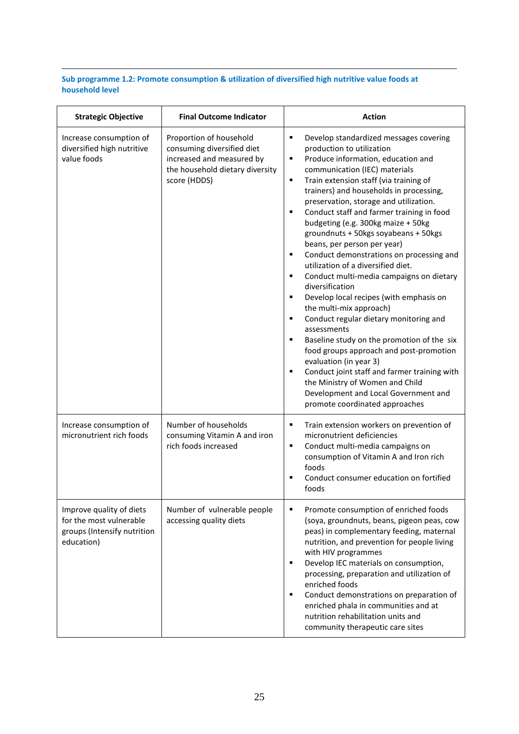**Sub programme 1.2: Promote consumption & utilization of diversified high nutritive value foods at household level**

| Strategic Objective | Final Outcome Indicator | Action |
|---|---|---|
| Increase consumption of diversified high nutritive value foods | Proportion of household consuming diversified diet increased and measured by the household dietary diversity score (HDDS) | ▪ Develop standardized messages covering production to utilization<br>▪ Produce information, education and communication (IEC) materials<br>▪ Train extension staff (via training of trainers) and households in processing, preservation, storage and utilization.<br>▪ Conduct staff and farmer training in food budgeting (e.g. 300kg maize + 50kg groundnuts + 50kgs soyabeans + 50kgs beans, per person per year)<br>▪ Conduct demonstrations on processing and utilization of a diversified diet.<br>▪ Conduct multi-media campaigns on dietary diversification<br>▪ Develop local recipes (with emphasis on the multi-mix approach)<br>▪ Conduct regular dietary monitoring and assessments<br>▪ Baseline study on the promotion of the six food groups approach and post-promotion evaluation (in year 3)<br>▪ Conduct joint staff and farmer training with the Ministry of Women and Child Development and Local Government and promote coordinated approaches |
| Increase consumption of micronutrient rich foods | Number of households consuming Vitamin A and iron rich foods increased | ▪ Train extension workers on prevention of micronutrient deficiencies<br>▪ Conduct multi-media campaigns on consumption of Vitamin A and Iron rich foods<br>▪ Conduct consumer education on fortified foods |
| Improve quality of diets for the most vulnerable groups (Intensify nutrition education) | Number of vulnerable people accessing quality diets | ▪ Promote consumption of enriched foods (soya, groundnuts, beans, pigeon peas, cow peas) in complementary feeding, maternal nutrition, and prevention for people living with HIV programmes<br>▪ Develop IEC materials on consumption, processing, preparation and utilization of enriched foods<br>▪ Conduct demonstrations on preparation of enriched phala in communities and at nutrition rehabilitation units and community therapeutic care sites |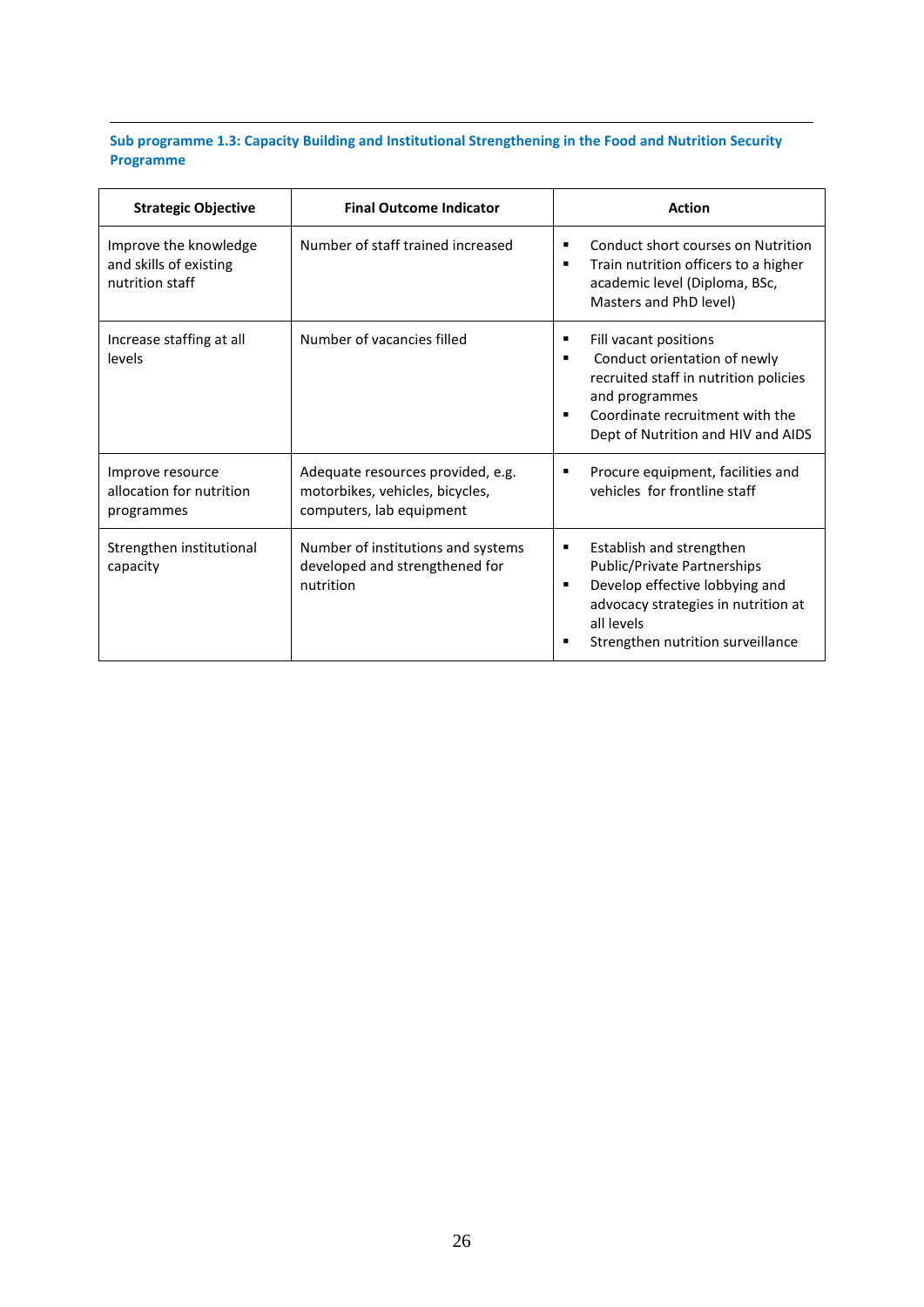### Sub programme 1.3: Capacity Building and Institutional Strengthening in the Food and Nutrition Security Programme

| Strategic Objective | Final Outcome Indicator | Action |
|---|---|---|
| Improve the knowledge and skills of existing nutrition staff | Number of staff trained increased | ▪ Conduct short courses on Nutrition<br>▪ Train nutrition officers to a higher academic level (Diploma, BSc, Masters and PhD level) |
| Increase staffing at all levels | Number of vacancies filled | ▪ Fill vacant positions<br>▪ Conduct orientation of newly recruited staff in nutrition policies and programmes<br>▪ Coordinate recruitment with the Dept of Nutrition and HIV and AIDS |
| Improve resource allocation for nutrition programmes | Adequate resources provided, e.g. motorbikes, vehicles, bicycles, computers, lab equipment | ▪ Procure equipment, facilities and vehicles for frontline staff |
| Strengthen institutional capacity | Number of institutions and systems developed and strengthened for nutrition | ▪ Establish and strengthen Public/Private Partnerships<br>▪ Develop effective lobbying and advocacy strategies in nutrition at all levels<br>▪ Strengthen nutrition surveillance |